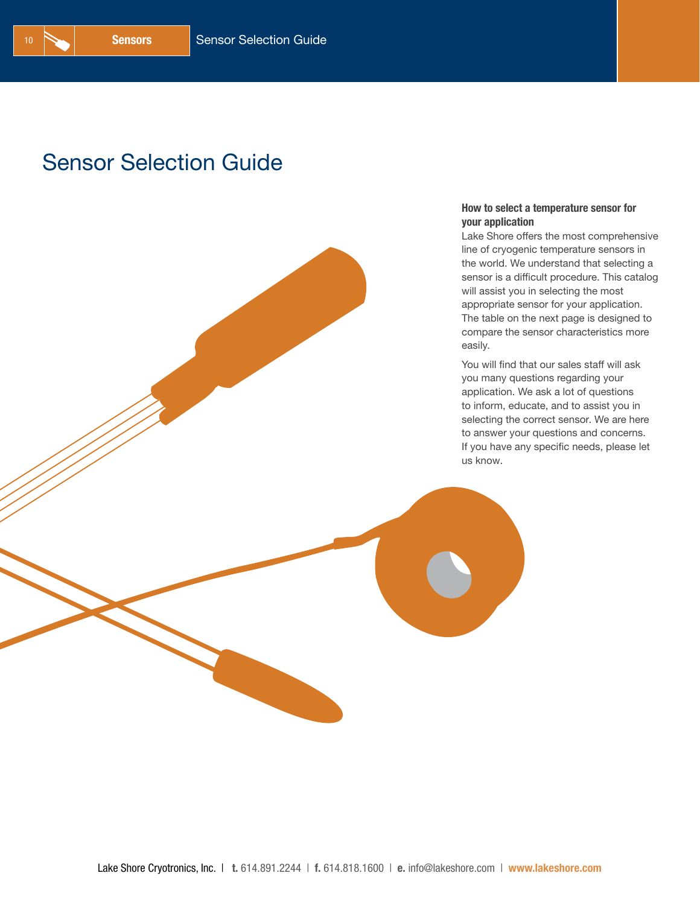# Sensor Selection Guide

**How to select a temperature sensor for your application**

Lake Shore offers the most comprehensive line of cryogenic temperature sensors in the world. We understand that selecting a sensor is a difficult procedure. This catalog will assist you in selecting the most appropriate sensor for your application. The table on the next page is designed to compare the sensor characteristics more easily.

You will find that our sales staff will ask you many questions regarding your application. We ask a lot of questions to inform, educate, and to assist you in selecting the correct sensor. We are here to answer your questions and concerns. If you have any specific needs, please let us know.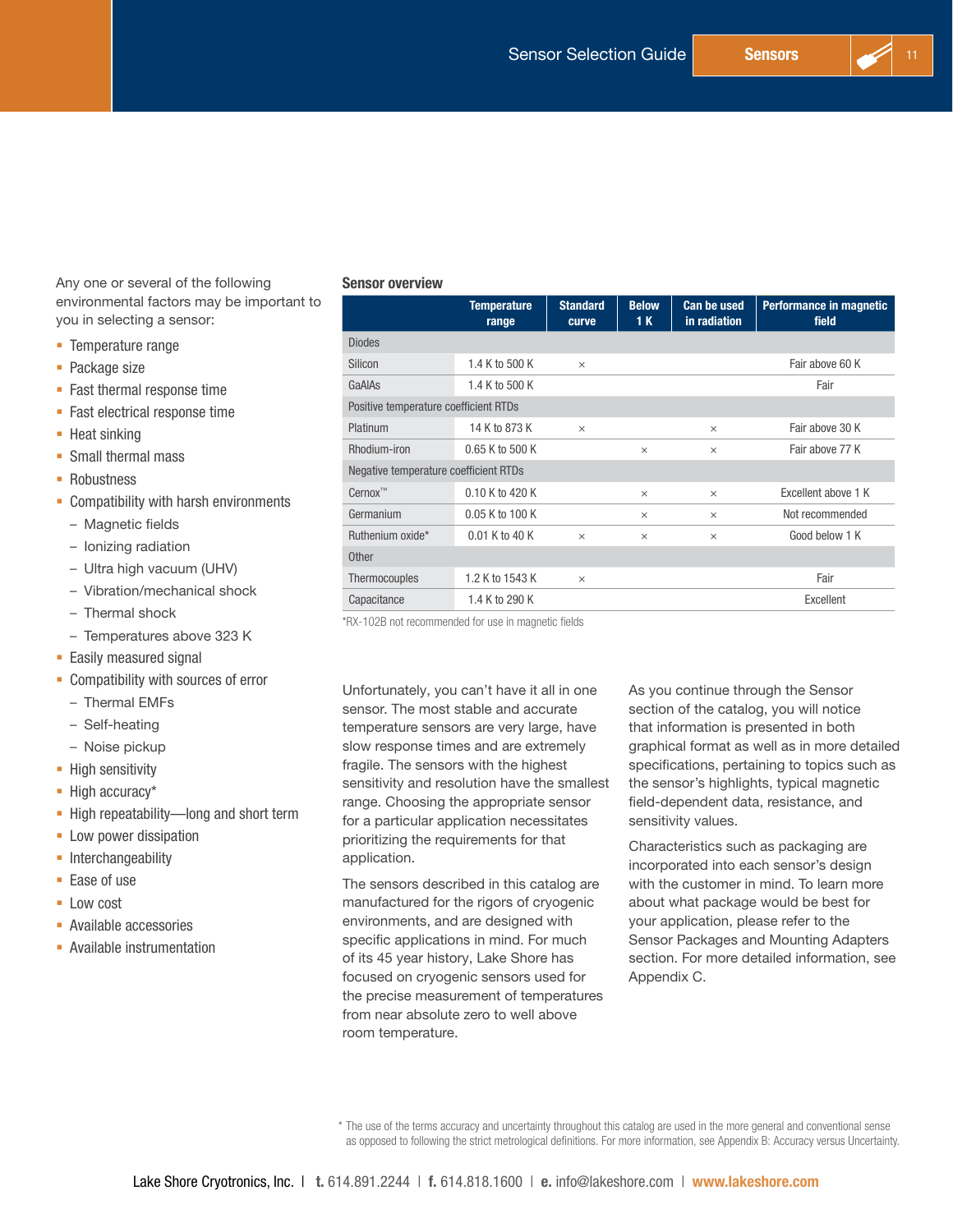Any one or several of the following environmental factors may be important to you in selecting a sensor:

- Temperature range
- Package size
- Fast thermal response time
- Fast electrical response time
- Heat sinking
- Small thermal mass
- Robustness
- Compatibility with harsh environments
  - Magnetic fields
  - Ionizing radiation
  - Ultra high vacuum (UHV)
  - Vibration/mechanical shock
  - Thermal shock
  - Temperatures above 323 K
- Easily measured signal
- Compatibility with sources of error
  - Thermal EMFs
  - Self-heating
  - Noise pickup
- High sensitivity
- High accuracy*
- High repeatability—long and short term
- Low power dissipation
- Interchangeability
- Ease of use
- Low cost
- Available accessories
- Available instrumentation

**Sensor overview**

| | Temperature range | Standard curve | Below 1 K | Can be used in radiation | Performance in magnetic field |
|---|---|---|---|---|---|
| Diodes | | | | | |
| Silicon | 1.4 K to 500 K | × | | | Fair above 60 K |
| GaAlAs | 1.4 K to 500 K | | | | Fair |
| Positive temperature coefficient RTDs | | | | | |
| Platinum | 14 K to 873 K | × | | × | Fair above 30 K |
| Rhodium-iron | 0.65 K to 500 K | | × | × | Fair above 77 K |
| Negative temperature coefficient RTDs | | | | | |
| Cernox™ | 0.10 K to 420 K | | × | × | Excellent above 1 K |
| Germanium | 0.05 K to 100 K | | × | × | Not recommended |
| Ruthenium oxide* | 0.01 K to 40 K | × | × | × | Good below 1 K |
| Other | | | | | |
| Thermocouples | 1.2 K to 1543 K | × | | | Fair |
| Capacitance | 1.4 K to 290 K | | | | Excellent |

*RX-102B not recommended for use in magnetic fields

Unfortunately, you can't have it all in one sensor. The most stable and accurate temperature sensors are very large, have slow response times and are extremely fragile. The sensors with the highest sensitivity and resolution have the smallest range. Choosing the appropriate sensor for a particular application necessitates prioritizing the requirements for that application.

The sensors described in this catalog are manufactured for the rigors of cryogenic environments, and are designed with specific applications in mind. For much of its 45 year history, Lake Shore has focused on cryogenic sensors used for the precise measurement of temperatures from near absolute zero to well above room temperature.

As you continue through the Sensor section of the catalog, you will notice that information is presented in both graphical format as well as in more detailed specifications, pertaining to topics such as the sensor's highlights, typical magnetic field-dependent data, resistance, and sensitivity values.

Characteristics such as packaging are incorporated into each sensor's design with the customer in mind. To learn more about what package would be best for your application, please refer to the Sensor Packages and Mounting Adapters section. For more detailed information, see Appendix C.

\* The use of the terms accuracy and uncertainty throughout this catalog are used in the more general and conventional sense as opposed to following the strict metrological definitions. For more information, see Appendix B: Accuracy versus Uncertainty.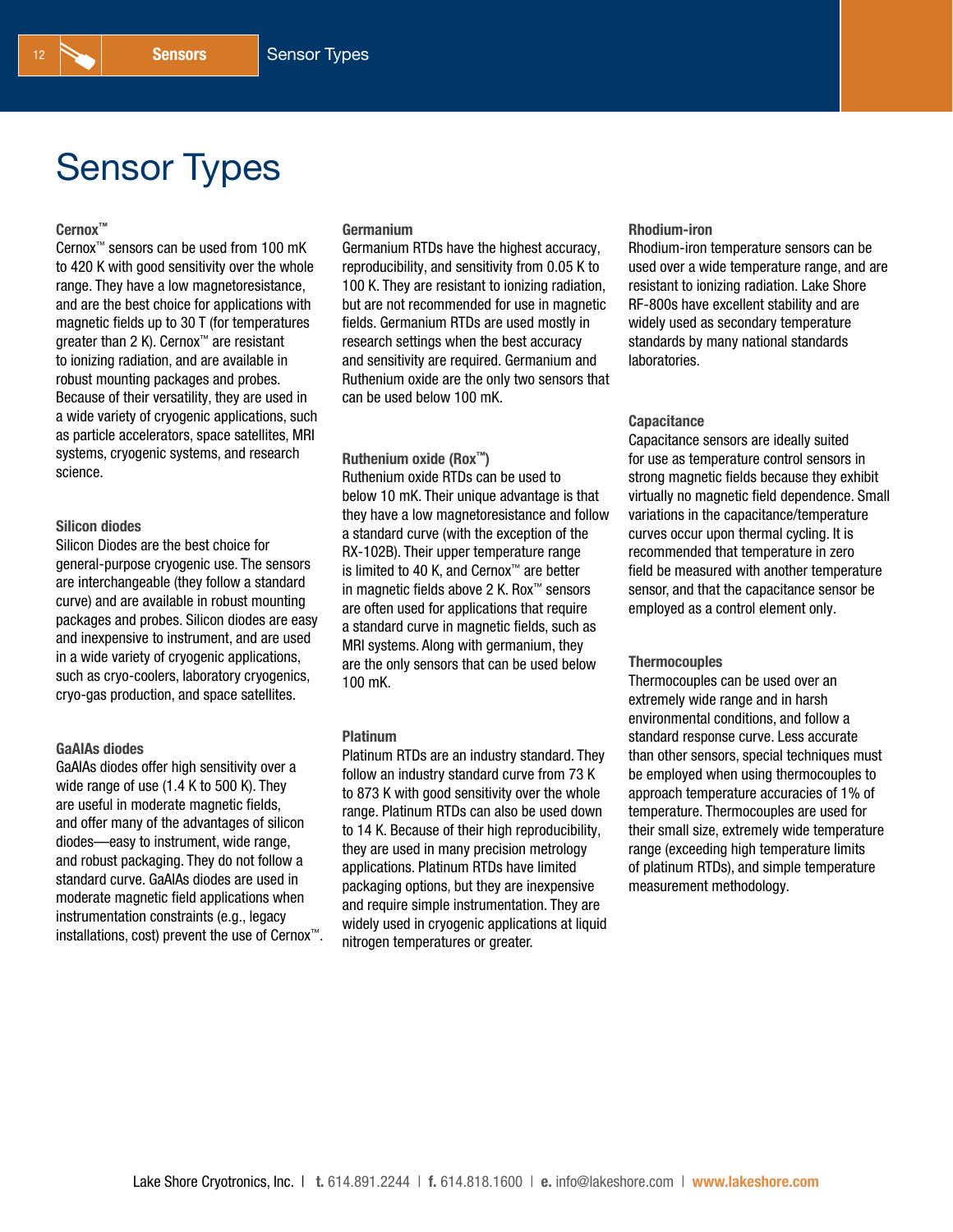# Sensor Types

### Cernox™

Cernox™ sensors can be used from 100 mK to 420 K with good sensitivity over the whole range. They have a low magnetoresistance, and are the best choice for applications with magnetic fields up to 30 T (for temperatures greater than 2 K). Cernox™ are resistant to ionizing radiation, and are available in robust mounting packages and probes. Because of their versatility, they are used in a wide variety of cryogenic applications, such as particle accelerators, space satellites, MRI systems, cryogenic systems, and research science.

### Silicon diodes

Silicon Diodes are the best choice for general-purpose cryogenic use. The sensors are interchangeable (they follow a standard curve) and are available in robust mounting packages and probes. Silicon diodes are easy and inexpensive to instrument, and are used in a wide variety of cryogenic applications, such as cryo-coolers, laboratory cryogenics, cryo-gas production, and space satellites.

### GaAlAs diodes

GaAlAs diodes offer high sensitivity over a wide range of use (1.4 K to 500 K). They are useful in moderate magnetic fields, and offer many of the advantages of silicon diodes—easy to instrument, wide range, and robust packaging. They do not follow a standard curve. GaAlAs diodes are used in moderate magnetic field applications when instrumentation constraints (e.g., legacy installations, cost) prevent the use of Cernox™.

### Germanium

Germanium RTDs have the highest accuracy, reproducibility, and sensitivity from 0.05 K to 100 K. They are resistant to ionizing radiation, but are not recommended for use in magnetic fields. Germanium RTDs are used mostly in research settings when the best accuracy and sensitivity are required. Germanium and Ruthenium oxide are the only two sensors that can be used below 100 mK.

### Ruthenium oxide (Rox™)

Ruthenium oxide RTDs can be used to below 10 mK. Their unique advantage is that they have a low magnetoresistance and follow a standard curve (with the exception of the RX-102B). Their upper temperature range is limited to 40 K, and Cernox™ are better in magnetic fields above 2 K. Rox™ sensors are often used for applications that require a standard curve in magnetic fields, such as MRI systems. Along with germanium, they are the only sensors that can be used below 100 mK.

### Platinum

Platinum RTDs are an industry standard. They follow an industry standard curve from 73 K to 873 K with good sensitivity over the whole range. Platinum RTDs can also be used down to 14 K. Because of their high reproducibility, they are used in many precision metrology applications. Platinum RTDs have limited packaging options, but they are inexpensive and require simple instrumentation. They are widely used in cryogenic applications at liquid nitrogen temperatures or greater.

### Rhodium-iron

Rhodium-iron temperature sensors can be used over a wide temperature range, and are resistant to ionizing radiation. Lake Shore RF-800s have excellent stability and are widely used as secondary temperature standards by many national standards laboratories.

### Capacitance

Capacitance sensors are ideally suited for use as temperature control sensors in strong magnetic fields because they exhibit virtually no magnetic field dependence. Small variations in the capacitance/temperature curves occur upon thermal cycling. It is recommended that temperature in zero field be measured with another temperature sensor, and that the capacitance sensor be employed as a control element only.

### Thermocouples

Thermocouples can be used over an extremely wide range and in harsh environmental conditions, and follow a standard response curve. Less accurate than other sensors, special techniques must be employed when using thermocouples to approach temperature accuracies of 1% of temperature. Thermocouples are used for their small size, extremely wide temperature range (exceeding high temperature limits of platinum RTDs), and simple temperature measurement methodology.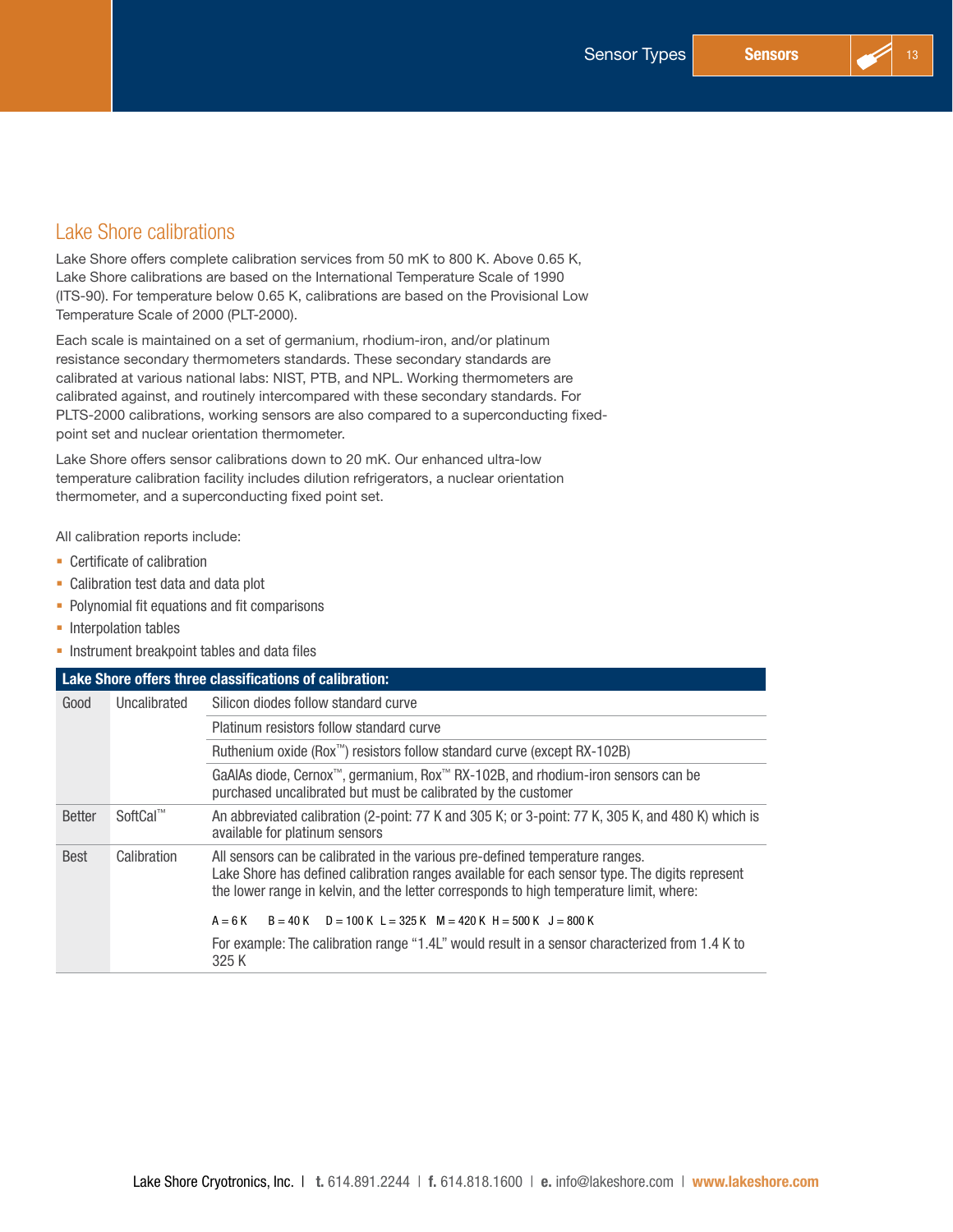## Lake Shore calibrations

Lake Shore offers complete calibration services from 50 mK to 800 K. Above 0.65 K, Lake Shore calibrations are based on the International Temperature Scale of 1990 (ITS-90). For temperature below 0.65 K, calibrations are based on the Provisional Low Temperature Scale of 2000 (PLT-2000).

Each scale is maintained on a set of germanium, rhodium-iron, and/or platinum resistance secondary thermometers standards. These secondary standards are calibrated at various national labs: NIST, PTB, and NPL. Working thermometers are calibrated against, and routinely intercompared with these secondary standards. For PLTS-2000 calibrations, working sensors are also compared to a superconducting fixed-point set and nuclear orientation thermometer.

Lake Shore offers sensor calibrations down to 20 mK. Our enhanced ultra-low temperature calibration facility includes dilution refrigerators, a nuclear orientation thermometer, and a superconducting fixed point set.

All calibration reports include:

- Certificate of calibration
- Calibration test data and data plot
- Polynomial fit equations and fit comparisons
- Interpolation tables
- Instrument breakpoint tables and data files

| **Lake Shore offers three classifications of calibration:** | | |
|---|---|---|
| Good | Uncalibrated | Silicon diodes follow standard curve |
| | | Platinum resistors follow standard curve |
| | | Ruthenium oxide (Rox™) resistors follow standard curve (except RX-102B) |
| | | GaAlAs diode, Cernox™, germanium, Rox™ RX-102B, and rhodium-iron sensors can be purchased uncalibrated but must be calibrated by the customer |
| Better | SoftCal™ | An abbreviated calibration (2-point: 77 K and 305 K; or 3-point: 77 K, 305 K, and 480 K) which is available for platinum sensors |
| Best | Calibration | All sensors can be calibrated in the various pre-defined temperature ranges. Lake Shore has defined calibration ranges available for each sensor type. The digits represent the lower range in kelvin, and the letter corresponds to high temperature limit, where: A = 6 K  B = 40 K  D = 100 K  L = 325 K  M = 420 K  H = 500 K  J = 800 K. For example: The calibration range "1.4L" would result in a sensor characterized from 1.4 K to 325 K |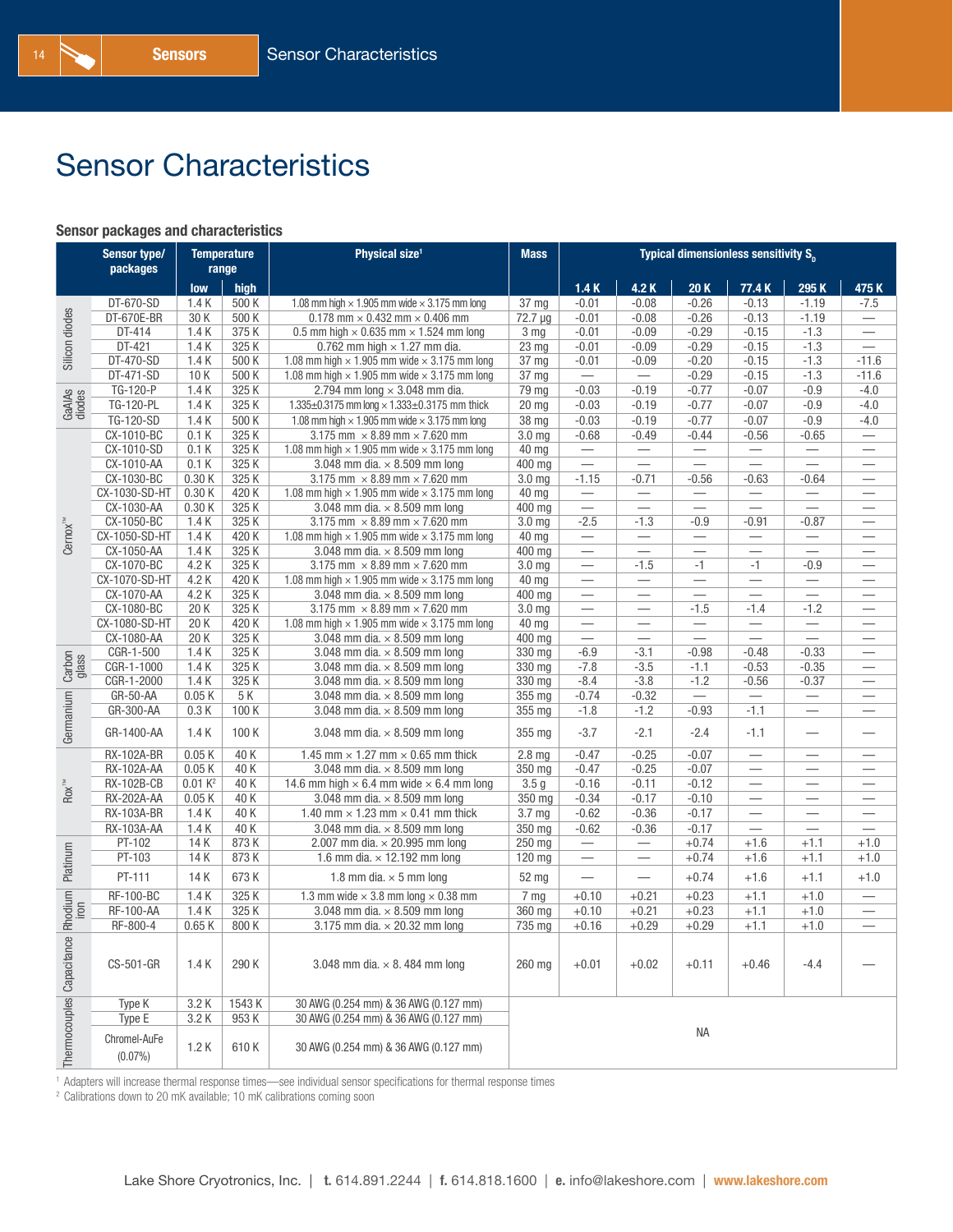# Sensor Characteristics

### Sensor packages and characteristics

| | Sensor type/ packages | Temperature range | | Physical size[1] | Mass | Typical dimensionless sensitivity $S_D$ | | | | | |
|---|---|---|---|---|---|---|---|---|---|---|---|
| | | low | high | | | 1.4 K | 4.2 K | 20 K | 77.4 K | 295 K | 475 K |
| Silicon diodes | DT-670-SD | 1.4 K | 500 K | 1.08 mm high × 1.905 mm wide × 3.175 mm long | 37 mg | -0.01 | -0.08 | -0.26 | -0.13 | -1.19 | -7.5 |
| | DT-670E-BR | 30 K | 500 K | 0.178 mm × 0.432 mm × 0.406 mm | 72.7 µg | -0.01 | -0.08 | -0.26 | -0.13 | -1.19 | — |
| | DT-414 | 1.4 K | 375 K | 0.5 mm high × 0.635 mm × 1.524 mm long | 3 mg | -0.01 | -0.09 | -0.29 | -0.15 | -1.3 | — |
| | DT-421 | 1.4 K | 325 K | 0.762 mm high × 1.27 mm dia. | 23 mg | -0.01 | -0.09 | -0.29 | -0.15 | -1.3 | — |
| | DT-470-SD | 1.4 K | 500 K | 1.08 mm high × 1.905 mm wide × 3.175 mm long | 37 mg | -0.01 | -0.09 | -0.20 | -0.15 | -1.3 | -11.6 |
| | DT-471-SD | 10 K | 500 K | 1.08 mm high × 1.905 mm wide × 3.175 mm long | 37 mg | — | — | -0.29 | -0.15 | -1.3 | -11.6 |
| GaAlAs diodes | TG-120-P | 1.4 K | 325 K | 2.794 mm long × 3.048 mm dia. | 79 mg | -0.03 | -0.19 | -0.77 | -0.07 | -0.9 | -4.0 |
| | TG-120-PL | 1.4 K | 325 K | 1.335±0.3175 mm long × 1.333±0.3175 mm thick | 20 mg | -0.03 | -0.19 | -0.77 | -0.07 | -0.9 | -4.0 |
| | TG-120-SD | 1.4 K | 325 K | 1.08 mm high × 1.905 mm wide × 3.175 mm long | 38 mg | -0.03 | -0.19 | -0.77 | -0.07 | -0.9 | -4.0 |
| Cernox™ | CX-1010-BC | 0.1 K | 325 K | 3.175 mm × 8.89 mm × 7.620 mm | 3.0 mg | -0.68 | -0.49 | -0.44 | -0.56 | -0.65 | — |
| | CX-1010-SD | 0.1 K | 325 K | 1.08 mm high × 1.905 mm wide × 3.175 mm long | 40 mg | — | — | — | — | — | — |
| | CX-1010-AA | 0.1 K | 325 K | 3.048 mm dia. × 8.509 mm long | 400 mg | — | — | — | — | — | — |
| | CX-1030-BC | 0.30 K | 325 K | 3.175 mm × 8.89 mm × 7.620 mm | 3.0 mg | -1.15 | -0.71 | -0.56 | -0.63 | -0.64 | — |
| | CX-1030-SD-HT | 0.30 K | 420 K | 1.08 mm high × 1.905 mm wide × 3.175 mm long | 40 mg | — | — | — | — | — | — |
| | CX-1030-AA | 0.30 K | 325 K | 3.048 mm dia. × 8.509 mm long | 400 mg | — | — | — | — | — | — |
| | CX-1050-BC | 1.4 K | 325 K | 3.175 mm × 8.89 mm × 7.620 mm | 3.0 mg | -2.5 | -1.3 | -0.9 | -0.91 | -0.87 | — |
| | CX-1050-SD-HT | 1.4 K | 420 K | 1.08 mm high × 1.905 mm wide × 3.175 mm long | 40 mg | — | — | — | — | — | — |
| | CX-1050-AA | 1.4 K | 325 K | 3.048 mm dia. × 8.509 mm long | 400 mg | — | — | — | — | — | — |
| | CX-1070-BC | 4.2 K | 325 K | 3.175 mm × 8.89 mm × 7.620 mm | 3.0 mg | — | -1.5 | -1 | -1 | -0.9 | — |
| | CX-1070-SD-HT | 4.2 K | 420 K | 1.08 mm high × 1.905 mm wide × 3.175 mm long | 40 mg | — | — | — | — | — | — |
| | CX-1070-AA | 4.2 K | 325 K | 3.048 mm dia. × 8.509 mm long | 400 mg | — | — | — | — | — | — |
| | CX-1080-BC | 20 K | 325 K | 3.175 mm × 8.89 mm × 7.620 mm | 3.0 mg | — | — | -1.5 | -1.4 | -1.2 | — |
| | CX-1080-SD-HT | 20 K | 420 K | 1.08 mm high × 1.905 mm wide × 3.175 mm long | 40 mg | — | — | — | — | — | — |
| | CX-1080-AA | 20 K | 325 K | 3.048 mm dia. × 8.509 mm long | 400 mg | — | — | — | — | — | — |
| Carbon glass | CGR-1-500 | 1.4 K | 325 K | 3.048 mm dia. × 8.509 mm long | 330 mg | -6.9 | -3.1 | -0.98 | -0.48 | -0.33 | — |
| | CGR-1-1000 | 1.4 K | 325 K | 3.048 mm dia. × 8.509 mm long | 330 mg | -7.8 | -3.5 | -1.1 | -0.53 | -0.35 | — |
| | CGR-1-2000 | 1.4 K | 325 K | 3.048 mm dia. × 8.509 mm long | 330 mg | -8.4 | -3.8 | -1.2 | -0.56 | -0.37 | — |
| Germanium | GR-50-AA | 0.05 K | 5 K | 3.048 mm dia. × 8.509 mm long | 355 mg | -0.74 | -0.32 | — | — | — | — |
| | GR-300-AA | 0.3 K | 100 K | 3.048 mm dia. × 8.509 mm long | 355 mg | -1.8 | -1.2 | -0.93 | -1.1 | — | — |
| | GR-1400-AA | 1.4 K | 100 K | 3.048 mm dia. × 8.509 mm long | 355 mg | -3.7 | -2.1 | -2.4 | -1.1 | — | — |
| Rox™ | RX-102A-BR | 0.05 K | 40 K | 1.45 mm × 1.27 mm × 0.65 mm thick | 2.8 mg | -0.47 | -0.25 | -0.07 | — | — | — |
| | RX-102A-AA | 0.05 K | 40 K | 3.048 mm dia. × 8.509 mm long | 350 mg | -0.47 | -0.25 | -0.07 | — | — | — |
| | RX-102B-CB | 0.01 K[2] | 40 K | 14.6 mm high × 6.4 mm wide × 6.4 mm long | 3.5 g | -0.16 | -0.11 | -0.12 | — | — | — |
| | RX-202A-AA | 0.05 K | 40 K | 3.048 mm dia. × 8.509 mm long | 350 mg | -0.34 | -0.17 | -0.10 | — | — | — |
| | RX-103A-BR | 1.4 K | 40 K | 1.40 mm × 1.23 mm × 0.41 mm thick | 3.7 mg | -0.62 | -0.36 | -0.17 | — | — | — |
| | RX-103A-AA | 1.4 K | 40 K | 3.048 mm dia. × 8.509 mm long | 350 mg | -0.62 | -0.36 | -0.17 | — | — | — |
| Platinum | PT-102 | 14 K | 873 K | 2.007 mm dia. × 20.995 mm long | 250 mg | — | — | +0.74 | +1.6 | +1.1 | +1.0 |
| | PT-103 | 14 K | 873 K | 1.6 mm dia. × 12.192 mm long | 120 mg | — | — | +0.74 | +1.6 | +1.1 | +1.0 |
| | PT-111 | 14 K | 673 K | 1.8 mm dia. × 5 mm long | 52 mg | — | — | +0.74 | +1.6 | +1.1 | +1.0 |
| Rhodium iron | RF-100-BC | 1.4 K | 325 K | 1.3 mm wide × 3.8 mm long × 0.38 mm | 7 mg | +0.10 | +0.21 | +0.23 | +1.1 | +1.0 | — |
| | RF-100-AA | 1.4 K | 325 K | 3.048 mm dia. × 8.509 mm long | 360 mg | +0.10 | +0.21 | +0.23 | +1.1 | +1.0 | — |
| | RF-800-4 | 0.65 K | 800 K | 3.175 mm dia. × 20.32 mm long | 735 mg | +0.16 | +0.29 | +0.29 | +1.1 | +1.0 | — |
| Capacitance | CS-501-GR | 1.4 K | 290 K | 3.048 mm dia. × 8. 484 mm long | 260 mg | +0.01 | +0.02 | +0.11 | +0.46 | -4.4 | — |
| Thermocouples | Type K | 3.2 K | 1543 K | 30 AWG (0.254 mm) & 36 AWG (0.127 mm) | NA | | | | | | |
| | Type E | 3.2 K | 953 K | 30 AWG (0.254 mm) & 36 AWG (0.127 mm) | NA | | | | | | |
| | Chromel-AuFe (0.07%) | 1.2 K | 610 K | 30 AWG (0.254 mm) & 36 AWG (0.127 mm) | NA | | | | | | |

[1] Adapters will increase thermal response times—see individual sensor specifications for thermal response times

[2] Calibrations down to 20 mK available; 10 mK calibrations coming soon

Lake Shore Cryotronics, Inc. | t. 614.891.2244 | f. 614.818.1600 | e. info@lakeshore.com | www.lakeshore.com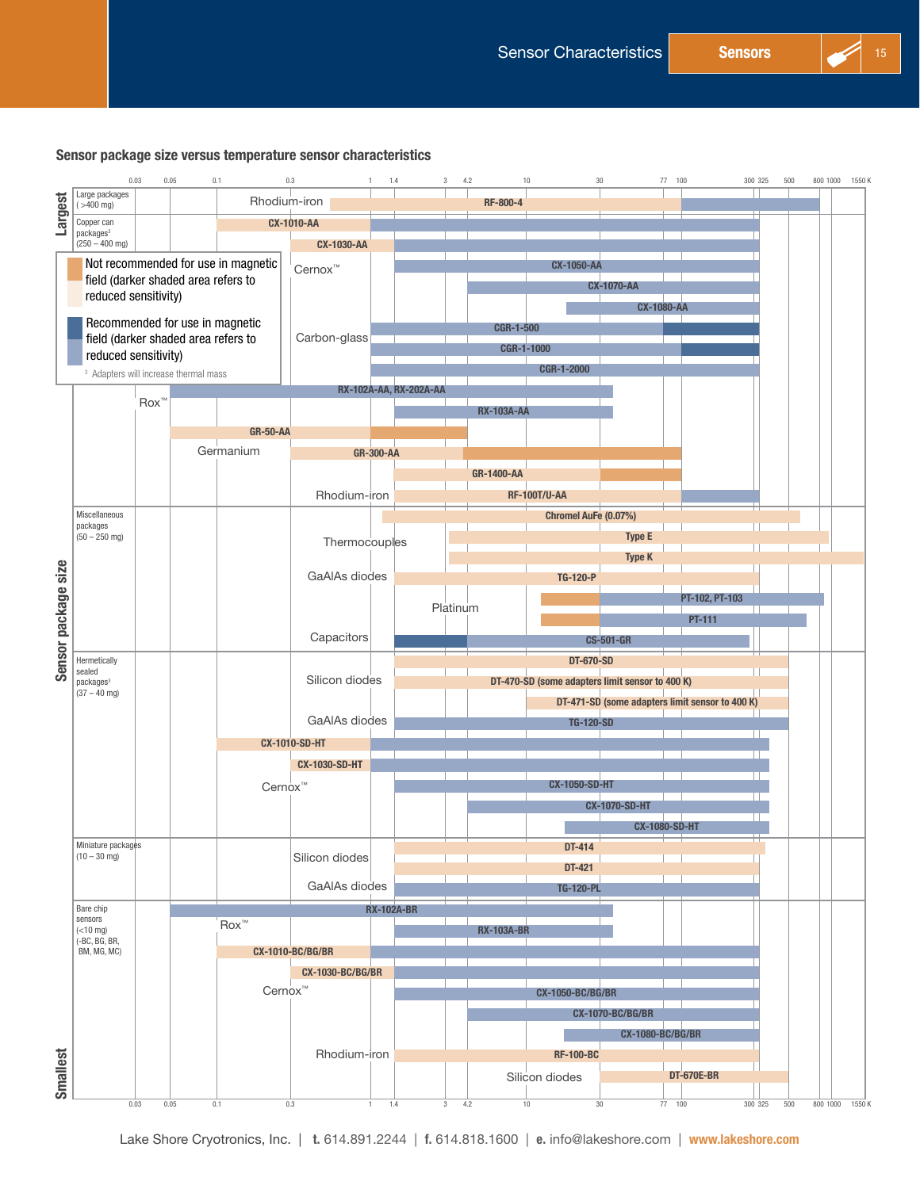## Sensor package size versus temperature sensor characteristics

Temperature axis (K): 0.03, 0.05, 0.1, 0.3, 1, 1.4, 3, 4.2, 10, 30, 77, 100, 300, 325, 500, 800, 1000, 1550 K

Legend:

- Not recommended for use in magnetic field (darker shaded area refers to reduced sensitivity)
- Recommended for use in magnetic field (darker shaded area refers to reduced sensitivity)
- [3] Adapters will increase thermal mass

Sensor package size (Largest → Smallest)

**Large packages (>400 mg)**

- Rhodium-iron: RF-800-4

**Copper can packages[3] (250 – 400 mg)**

- Cernox™: CX-1010-AA, CX-1030-AA, CX-1050-AA, CX-1070-AA, CX-1080-AA
- Carbon-glass: CGR-1-500, CGR-1-1000, CGR-1-2000
- Rox™: RX-102A-AA, RX-202A-AA, RX-103A-AA
- Germanium: GR-50-AA, GR-300-AA, GR-1400-AA
- Rhodium-iron: RF-100T/U-AA

**Miscellaneous packages (50 – 250 mg)**

- Thermocouples: Chromel AuFe (0.07%), Type E, Type K
- GaAlAs diodes: TG-120-P
- Platinum: PT-102, PT-103, PT-111
- Capacitors: CS-501-GR

**Hermetically sealed packages[3] (37 – 40 mg)**

- Silicon diodes: DT-670-SD, DT-470-SD (some adapters limit sensor to 400 K), DT-471-SD (some adapters limit sensor to 400 K)
- GaAlAs diodes: TG-120-SD
- Cernox™: CX-1010-SD-HT, CX-1030-SD-HT, CX-1050-SD-HT, CX-1070-SD-HT, CX-1080-SD-HT

**Miniature packages (10 – 30 mg)**

- Silicon diodes: DT-414, DT-421
- GaAlAs diodes: TG-120-PL

**Bare chip sensors (<10 mg) (-BC, BG, BR, BM, MG, MC)**

- Rox™: RX-102A-BR, RX-103A-BR
- Cernox™: CX-1010-BC/BG/BR, CX-1030-BC/BG/BR, CX-1050-BC/BG/BR, CX-1070-BC/BG/BR, CX-1080-BC/BG/BR
- Rhodium-iron: RF-100-BC
- Silicon diodes: DT-670E-BR

Lake Shore Cryotronics, Inc. | t. 614.891.2244 | f. 614.818.1600 | e. info@lakeshore.com | www.lakeshore.com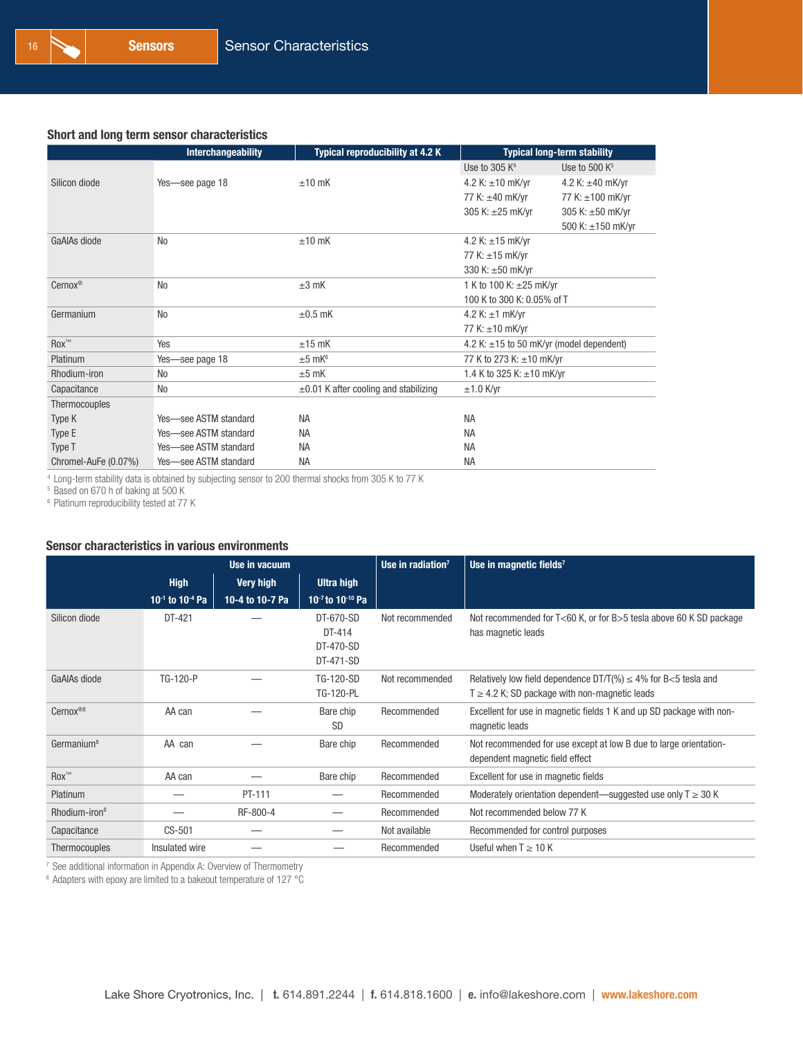### Short and long term sensor characteristics

| | Interchangeability | Typical reproducibility at 4.2 K | Typical long-term stability | |
|---|---|---|---|---|
| | | | Use to 305 K[4] | Use to 500 K[5] |
| Silicon diode | Yes—see page 18 | ±10 mK | 4.2 K: ±10 mK/yr<br>77 K: ±40 mK/yr<br>305 K: ±25 mK/yr | 4.2 K: ±40 mK/yr<br>77 K: ±100 mK/yr<br>305 K: ±50 mK/yr<br>500 K: ±150 mK/yr |
| GaAlAs diode | No | ±10 mK | 4.2 K: ±15 mK/yr<br>77 K: ±15 mK/yr<br>330 K: ±50 mK/yr | |
| Cernox® | No | ±3 mK | 1 K to 100 K: ±25 mK/yr<br>100 K to 300 K: 0.05% of T | |
| Germanium | No | ±0.5 mK | 4.2 K: ±1 mK/yr<br>77 K: ±10 mK/yr | |
| Rox™ | Yes | ±15 mK | 4.2 K: ±15 to 50 mK/yr (model dependent) | |
| Platinum | Yes—see page 18 | ±5 mK[6] | 77 K to 273 K: ±10 mK/yr | |
| Rhodium-iron | No | ±5 mK | 1.4 K to 325 K: ±10 mK/yr | |
| Capacitance | No | ±0.01 K after cooling and stabilizing | ±1.0 K/yr | |
| Thermocouples | | | | |
| Type K | Yes—see ASTM standard | NA | NA | |
| Type E | Yes—see ASTM standard | NA | NA | |
| Type T | Yes—see ASTM standard | NA | NA | |
| Chromel-AuFe (0.07%) | Yes—see ASTM standard | NA | NA | |

[4] Long-term stability data is obtained by subjecting sensor to 200 thermal shocks from 305 K to 77 K
[5] Based on 670 h of baking at 500 K
[6] Platinum reproducibility tested at 77 K

### Sensor characteristics in various environments

| | Use in vacuum | | | Use in radiation[7] | Use in magnetic fields[7] |
|---|---|---|---|---|---|
| | High<br>$10^{-1}$ to $10^{-4}$ Pa | Very high<br>10-4 to 10-7 Pa | Ultra high<br>$10^{-7}$ to $10^{-10}$ Pa | | |
| Silicon diode | DT-421 | — | DT-670-SD<br>DT-414<br>DT-470-SD<br>DT-471-SD | Not recommended | Not recommended for T<60 K, or for B>5 tesla above 60 K SD package has magnetic leads |
| GaAlAs diode | TG-120-P | — | TG-120-SD<br>TG-120-PL | Not recommended | Relatively low field dependence DT/T(%) ≤ 4% for B<5 tesla and T ≥ 4.2 K; SD package with non-magnetic leads |
| Cernox®[8] | AA can | — | Bare chip<br>SD | Recommended | Excellent for use in magnetic fields 1 K and up SD package with non-magnetic leads |
| Germanium[8] | AA can | — | Bare chip | Recommended | Not recommended for use except at low B due to large orientation-dependent magnetic field effect |
| Rox™ | AA can | — | Bare chip | Recommended | Excellent for use in magnetic fields |
| Platinum | — | PT-111 | — | Recommended | Moderately orientation dependent—suggested use only T ≥ 30 K |
| Rhodium-iron[8] | — | RF-800-4 | — | Recommended | Not recommended below 77 K |
| Capacitance | CS-501 | — | — | Not available | Recommended for control purposes |
| Thermocouples | Insulated wire | — | — | Recommended | Useful when T ≥ 10 K |

[7] See additional information in Appendix A: Overview of Thermometry
[8] Adapters with epoxy are limited to a bakeout temperature of 127 °C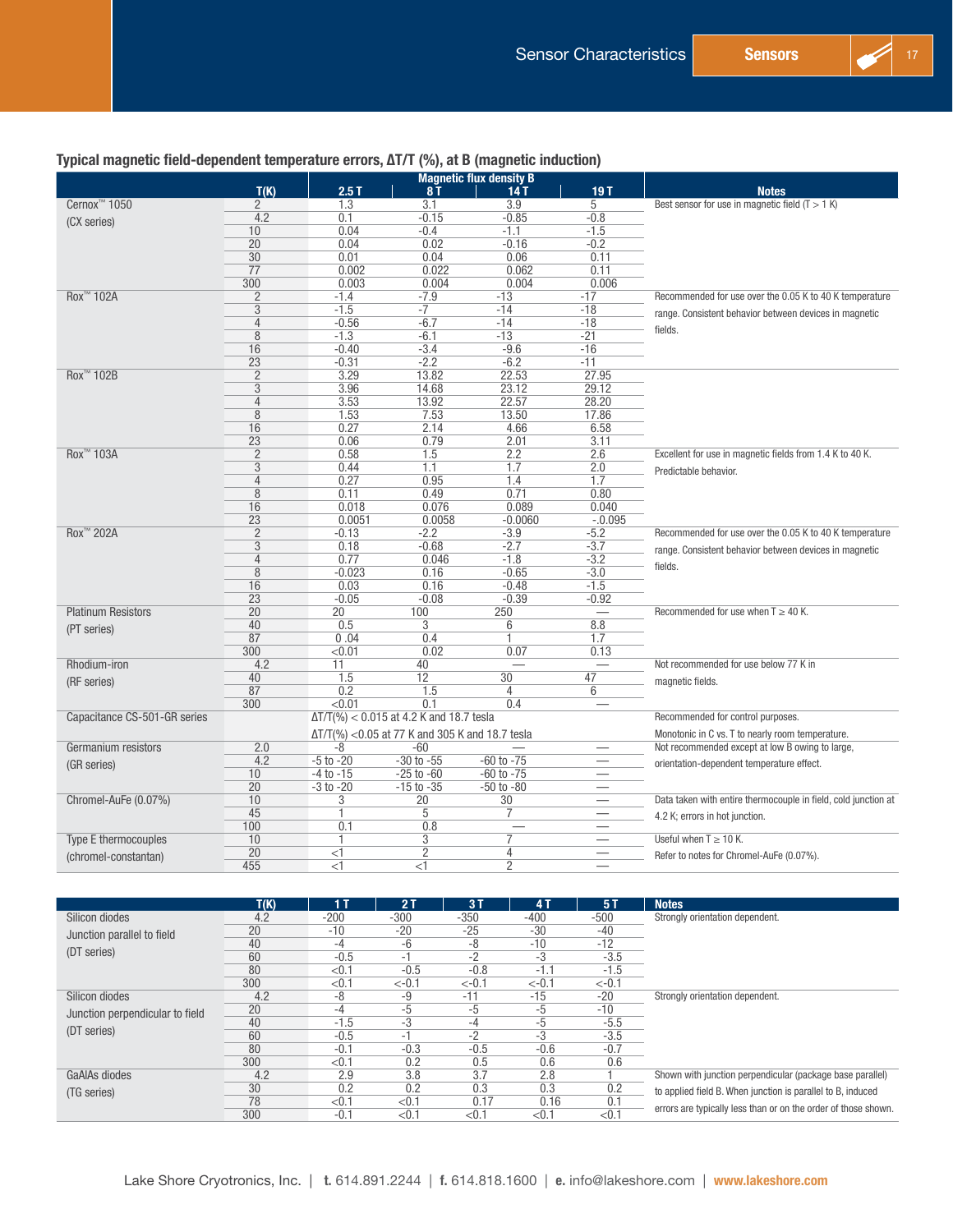### Typical magnetic field-dependent temperature errors, ΔT/T (%), at B (magnetic induction)

| | T(K) | Magnetic flux density B 2.5 T | 8 T | 14 T | 19 T | Notes |
|---|---|---|---|---|---|---|
| Cernox™ 1050 (CX series) | 2 | 1.3 | 3.1 | 3.9 | 5 | Best sensor for use in magnetic field (T > 1 K) |
| | 4.2 | 0.1 | -0.15 | -0.85 | -0.8 | |
| | 10 | 0.04 | -0.4 | -1.1 | -1.5 | |
| | 20 | 0.04 | 0.02 | -0.16 | -0.2 | |
| | 30 | 0.01 | 0.04 | 0.06 | 0.11 | |
| | 77 | 0.002 | 0.022 | 0.062 | 0.11 | |
| | 300 | 0.003 | 0.004 | 0.004 | 0.006 | |
| Rox™ 102A | 2 | -1.4 | -7.9 | -13 | -17 | Recommended for use over the 0.05 K to 40 K temperature range. Consistent behavior between devices in magnetic fields. |
| | 3 | -1.5 | -7 | -14 | -18 | |
| | 4 | -0.56 | -6.7 | -14 | -18 | |
| | 8 | -1.3 | -6.1 | -13 | -21 | |
| | 16 | -0.40 | -3.4 | -9.6 | -16 | |
| | 23 | -0.31 | -2.2 | -6.2 | -11 | |
| Rox™ 102B | 2 | 3.29 | 13.82 | 22.53 | 27.95 | |
| | 3 | 3.96 | 14.68 | 23.12 | 29.12 | |
| | 4 | 3.53 | 13.92 | 22.57 | 28.20 | |
| | 8 | 1.53 | 7.53 | 13.50 | 17.86 | |
| | 16 | 0.27 | 2.14 | 4.66 | 6.58 | |
| | 23 | 0.06 | 0.79 | 2.01 | 3.11 | |
| Rox™ 103A | 2 | 0.58 | 1.5 | 2.2 | 2.6 | Excellent for use in magnetic fields from 1.4 K to 40 K. Predictable behavior. |
| | 3 | 0.44 | 1.1 | 1.7 | 2.0 | |
| | 4 | 0.27 | 0.95 | 1.4 | 1.7 | |
| | 8 | 0.11 | 0.49 | 0.71 | 0.80 | |
| | 16 | 0.018 | 0.076 | 0.089 | 0.040 | |
| | 23 | 0.0051 | 0.0058 | -0.0060 | -.0.095 | |
| Rox™ 202A | 2 | -0.13 | -2.2 | -3.9 | -5.2 | Recommended for use over the 0.05 K to 40 K temperature range. Consistent behavior between devices in magnetic fields. |
| | 3 | 0.18 | -0.68 | -2.7 | -3.7 | |
| | 4 | 0.77 | 0.046 | -1.8 | -3.2 | |
| | 8 | -0.023 | 0.16 | -0.65 | -3.0 | |
| | 16 | 0.03 | 0.16 | -0.48 | -1.5 | |
| | 23 | -0.05 | -0.08 | -0.39 | -0.92 | |
| Platinum Resistors (PT series) | 20 | 20 | 100 | 250 | — | Recommended for use when T ≥ 40 K. |
| | 40 | 0.5 | 3 | 6 | 8.8 | |
| | 87 | 0 .04 | 0.4 | 1 | 1.7 | |
| | 300 | <0.01 | 0.02 | 0.07 | 0.13 | |
| Rhodium-iron (RF series) | 4.2 | 11 | 40 | — | — | Not recommended for use below 77 K in magnetic fields. |
| | 40 | 1.5 | 12 | 30 | 47 | |
| | 87 | 0.2 | 1.5 | 4 | 6 | |
| | 300 | <0.01 | 0.1 | 0.4 | — | |
| Capacitance CS-501-GR series | | ΔT/T(%) < 0.015 at 4.2 K and 18.7 tesla<br>ΔT/T(%) <0.05 at 77 K and 305 K and 18.7 tesla | | | | Recommended for control purposes. Monotonic in C vs. T to nearly room temperature. |
| Germanium resistors (GR series) | 2.0 | -8 | -60 | — | — | Not recommended except at low B owing to large, orientation-dependent temperature effect. |
| | 4.2 | -5 to -20 | -30 to -55 | -60 to -75 | — | |
| | 10 | -4 to -15 | -25 to -60 | -60 to -75 | — | |
| | 20 | -3 to -20 | -15 to -35 | -50 to -80 | — | |
| Chromel-AuFe (0.07%) | 10 | 3 | 20 | 30 | — | Data taken with entire thermocouple in field, cold junction at 4.2 K; errors in hot junction. |
| | 45 | 1 | 5 | 7 | — | |
| | 100 | 0.1 | 0.8 | — | — | |
| Type E thermocouples (chromel-constantan) | 10 | 1 | 3 | 7 | — | Useful when T ≥ 10 K. Refer to notes for Chromel-AuFe (0.07%). |
| | 20 | <1 | 2 | 4 | — | |
| | 455 | <1 | <1 | 2 | — | |

| | T(K) | 1 T | 2 T | 3 T | 4 T | 5 T | Notes |
|---|---|---|---|---|---|---|---|
| Silicon diodes Junction parallel to field (DT series) | 4.2 | -200 | -300 | -350 | -400 | -500 | Strongly orientation dependent. |
| | 20 | -10 | -20 | -25 | -30 | -40 | |
| | 40 | -4 | -6 | -8 | -10 | -12 | |
| | 60 | -0.5 | -1 | -2 | -3 | -3.5 | |
| | 80 | <0.1 | -0.5 | -0.8 | -1.1 | -1.5 | |
| | 300 | <0.1 | <-0.1 | <-0.1 | <-0.1 | <-0.1 | |
| Silicon diodes Junction perpendicular to field (DT series) | 4.2 | -8 | -9 | -11 | -15 | -20 | Strongly orientation dependent. |
| | 20 | -4 | -5 | -5 | -5 | -10 | |
| | 40 | -1.5 | -3 | -4 | -5 | -5.5 | |
| | 60 | -0.5 | -1 | -2 | -3 | -3.5 | |
| | 80 | -0.1 | -0.3 | -0.5 | -0.6 | -0.7 | |
| | 300 | <0.1 | 0.2 | 0.5 | 0.6 | 0.6 | |
| GaAlAs diodes (TG series) | 4.2 | 2.9 | 3.8 | 3.7 | 2.8 | 1 | Shown with junction perpendicular (package base parallel) to applied field B. When junction is parallel to B, induced errors are typically less than or on the order of those shown. |
| | 30 | 0.2 | 0.2 | 0.3 | 0.3 | 0.2 | |
| | 78 | <0.1 | <0.1 | 0.17 | 0.16 | 0.1 | |
| | 300 | -0.1 | <0.1 | <0.1 | <0.1 | <0.1 | |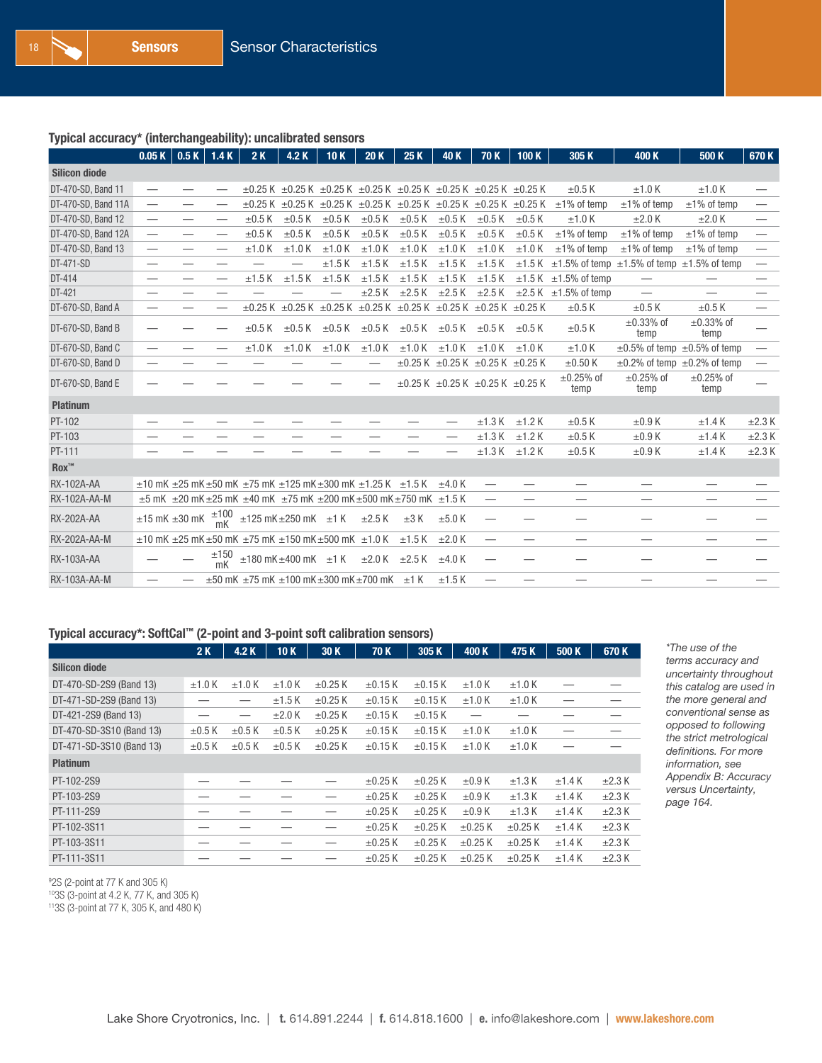### Typical accuracy* (interchangeability): uncalibrated sensors

| | 0.05 K | 0.5 K | 1.4 K | 2 K | 4.2 K | 10 K | 20 K | 25 K | 40 K | 70 K | 100 K | 305 K | 400 K | 500 K | 670 K |
|---|---|---|---|---|---|---|---|---|---|---|---|---|---|---|---|
| **Silicon diode** | | | | | | | | | | | | | | | |
| DT-470-SD, Band 11 | — | — | — | ±0.25 K | ±0.25 K | ±0.25 K | ±0.25 K | ±0.25 K | ±0.25 K | ±0.25 K | ±0.25 K | ±0.5 K | ±1.0 K | ±1.0 K | — |
| DT-470-SD, Band 11A | — | — | — | ±0.25 K | ±0.25 K | ±0.25 K | ±0.25 K | ±0.25 K | ±0.25 K | ±0.25 K | ±0.25 K | ±1% of temp | ±1% of temp | ±1% of temp | — |
| DT-470-SD, Band 12 | — | — | — | ±0.5 K | ±0.5 K | ±0.5 K | ±0.5 K | ±0.5 K | ±0.5 K | ±0.5 K | ±0.5 K | ±1.0 K | ±2.0 K | ±2.0 K | — |
| DT-470-SD, Band 12A | — | — | — | ±0.5 K | ±0.5 K | ±0.5 K | ±0.5 K | ±0.5 K | ±0.5 K | ±0.5 K | ±0.5 K | ±1% of temp | ±1% of temp | ±1% of temp | — |
| DT-470-SD, Band 13 | — | — | — | ±1.0 K | ±1.0 K | ±1.0 K | ±1.0 K | ±1.0 K | ±1.0 K | ±1.0 K | ±1.0 K | ±1% of temp | ±1% of temp | ±1% of temp | — |
| DT-471-SD | — | — | — | — | — | ±1.5 K | ±1.5 K | ±1.5 K | ±1.5 K | ±1.5 K | ±1.5 K | ±1.5% of temp | ±1.5% of temp | ±1.5% of temp | — |
| DT-414 | — | — | — | ±1.5 K | ±1.5 K | ±1.5 K | ±1.5 K | ±1.5 K | ±1.5 K | ±1.5 K | ±1.5 K | ±1.5% of temp | — | — | — |
| DT-421 | — | — | — | — | — | — | ±2.5 K | ±2.5 K | ±2.5 K | ±2.5 K | ±2.5 K | ±1.5% of temp | — | — | — |
| DT-670-SD, Band A | — | — | — | ±0.25 K | ±0.25 K | ±0.25 K | ±0.25 K | ±0.25 K | ±0.25 K | ±0.25 K | ±0.25 K | ±0.5 K | ±0.5 K | ±0.5 K | — |
| DT-670-SD, Band B | — | — | — | ±0.5 K | ±0.5 K | ±0.5 K | ±0.5 K | ±0.5 K | ±0.5 K | ±0.5 K | ±0.5 K | ±0.5 K | ±0.33% of temp | ±0.33% of temp | — |
| DT-670-SD, Band C | — | — | — | ±1.0 K | ±1.0 K | ±1.0 K | ±1.0 K | ±1.0 K | ±1.0 K | ±1.0 K | ±1.0 K | ±1.0 K | ±0.5% of temp | ±0.5% of temp | — |
| DT-670-SD, Band D | — | — | — | — | — | — | — | ±0.25 K | ±0.25 K | ±0.25 K | ±0.25 K | ±0.50 K | ±0.2% of temp | ±0.2% of temp | — |
| DT-670-SD, Band E | — | — | — | — | — | — | — | ±0.25 K | ±0.25 K | ±0.25 K | ±0.25 K | ±0.25% of temp | ±0.25% of temp | ±0.25% of temp | — |
| **Platinum** | | | | | | | | | | | | | | | |
| PT-102 | — | — | — | — | — | — | — | — | — | ±1.3 K | ±1.2 K | ±0.5 K | ±0.9 K | ±1.4 K | ±2.3 K |
| PT-103 | — | — | — | — | — | — | — | — | — | ±1.3 K | ±1.2 K | ±0.5 K | ±0.9 K | ±1.4 K | ±2.3 K |
| PT-111 | — | — | — | — | — | — | — | — | — | ±1.3 K | ±1.2 K | ±0.5 K | ±0.9 K | ±1.4 K | ±2.3 K |
| **Rox™** | | | | | | | | | | | | | | | |
| RX-102A-AA | ±10 mK | ±25 mK | ±50 mK | ±75 mK | ±125 mK | ±300 mK | ±1.25 K | ±1.5 K | ±4.0 K | — | — | — | — | — | — |
| RX-102A-AA-M | ±5 mK | ±20 mK | ±25 mK | ±40 mK | ±75 mK | ±200 mK | ±500 mK | ±750 mK | ±1.5 K | — | — | — | — | — | — |
| RX-202A-AA | ±15 mK | ±30 mK | ±100 mK | ±125 mK | ±250 mK | ±1 K | ±2.5 K | ±3 K | ±5.0 K | — | — | — | — | — | — |
| RX-202A-AA-M | ±10 mK | ±25 mK | ±50 mK | ±75 mK | ±150 mK | ±500 mK | ±1.0 K | ±1.5 K | ±2.0 K | — | — | — | — | — | — |
| RX-103A-AA | — | — | ±150 mK | ±180 mK | ±400 mK | ±1 K | ±2.0 K | ±2.5 K | ±4.0 K | — | — | — | — | — | — |
| RX-103A-AA-M | — | — | ±50 mK | ±75 mK | ±100 mK | ±300 mK | ±700 mK | ±1 K | ±1.5 K | — | — | — | — | — | — |

### Typical accuracy*: SoftCal™ (2-point and 3-point soft calibration sensors)

| | 2 K | 4.2 K | 10 K | 30 K | 70 K | 305 K | 400 K | 475 K | 500 K | 670 K |
|---|---|---|---|---|---|---|---|---|---|---|
| **Silicon diode** | | | | | | | | | | |
| DT-470-SD-2S9 (Band 13) | ±1.0 K | ±1.0 K | ±1.0 K | ±0.25 K | ±0.15 K | ±0.15 K | ±1.0 K | ±1.0 K | — | — |
| DT-471-SD-2S9 (Band 13) | — | — | ±1.5 K | ±0.25 K | ±0.15 K | ±0.15 K | ±1.0 K | ±1.0 K | — | — |
| DT-421-2S9 (Band 13) | — | — | ±2.0 K | ±0.25 K | ±0.15 K | ±0.15 K | — | — | — | — |
| DT-470-SD-3S10 (Band 13) | ±0.5 K | ±0.5 K | ±0.5 K | ±0.25 K | ±0.15 K | ±0.15 K | ±1.0 K | ±1.0 K | — | — |
| DT-471-SD-3S10 (Band 13) | ±0.5 K | ±0.5 K | ±0.5 K | ±0.25 K | ±0.15 K | ±0.15 K | ±1.0 K | ±1.0 K | — | — |
| **Platinum** | | | | | | | | | | |
| PT-102-2S9 | — | — | — | — | ±0.25 K | ±0.25 K | ±0.9 K | ±1.3 K | ±1.4 K | ±2.3 K |
| PT-103-2S9 | — | — | — | — | ±0.25 K | ±0.25 K | ±0.9 K | ±1.3 K | ±1.4 K | ±2.3 K |
| PT-111-2S9 | — | — | — | — | ±0.25 K | ±0.25 K | ±0.9 K | ±1.3 K | ±1.4 K | ±2.3 K |
| PT-102-3S11 | — | — | — | — | ±0.25 K | ±0.25 K | ±0.25 K | ±0.25 K | ±1.4 K | ±2.3 K |
| PT-103-3S11 | — | — | — | — | ±0.25 K | ±0.25 K | ±0.25 K | ±0.25 K | ±1.4 K | ±2.3 K |
| PT-111-3S11 | — | — | — | — | ±0.25 K | ±0.25 K | ±0.25 K | ±0.25 K | ±1.4 K | ±2.3 K |

[9]2S (2-point at 77 K and 305 K)
[10]3S (3-point at 4.2 K, 77 K, and 305 K)
[11]3S (3-point at 77 K, 305 K, and 480 K)

*\*The use of the terms accuracy and uncertainty throughout this catalog are used in the more general and conventional sense as opposed to following the strict metrological definitions. For more information, see Appendix B: Accuracy versus Uncertainty, page 164.*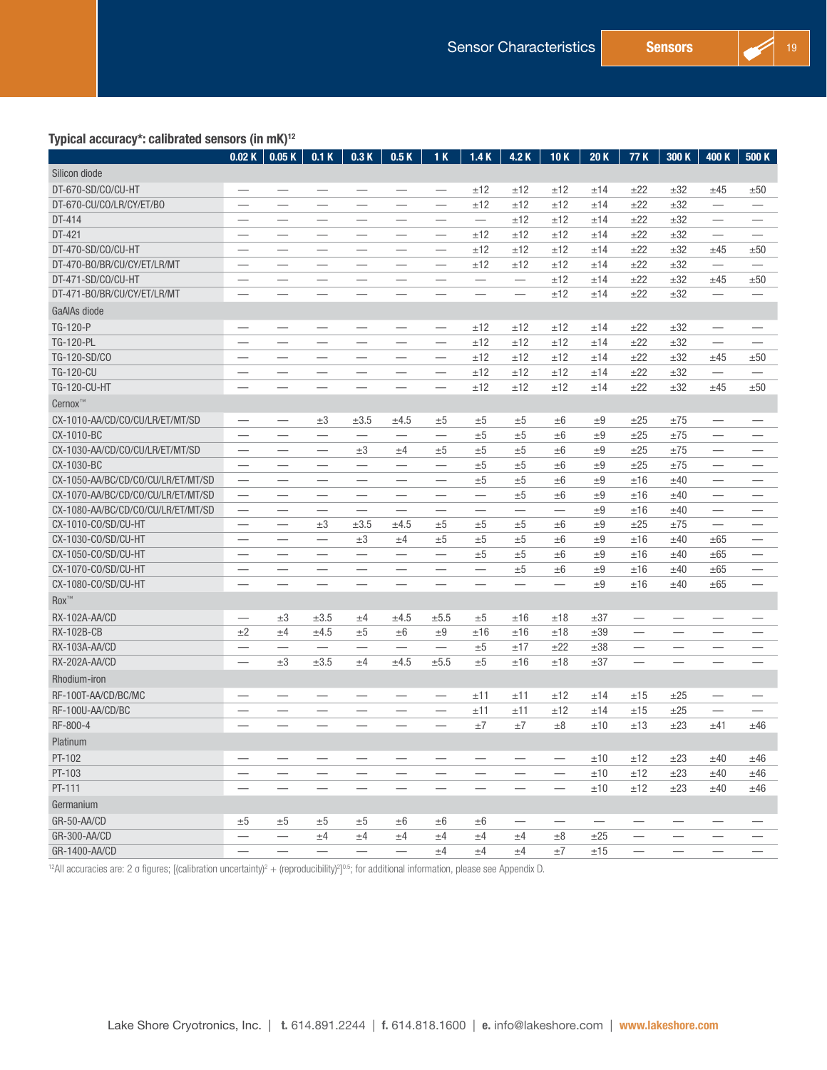## Typical accuracy*: calibrated sensors (in mK)[12]

| | 0.02 K | 0.05 K | 0.1 K | 0.3 K | 0.5 K | 1 K | 1.4 K | 4.2 K | 10 K | 20 K | 77 K | 300 K | 400 K | 500 K |
|---|---|---|---|---|---|---|---|---|---|---|---|---|---|---|
| **Silicon diode** | | | | | | | | | | | | | | |
| DT-670-SD/CO/CU-HT | — | — | — | — | — | — | ±12 | ±12 | ±12 | ±14 | ±22 | ±32 | ±45 | ±50 |
| DT-670-CU/CO/LR/CY/ET/BO | — | — | — | — | — | — | ±12 | ±12 | ±12 | ±14 | ±22 | ±32 | — | — |
| DT-414 | — | — | — | — | — | — | — | ±12 | ±12 | ±14 | ±22 | ±32 | — | — |
| DT-421 | — | — | — | — | — | — | ±12 | ±12 | ±12 | ±14 | ±22 | ±32 | — | — |
| DT-470-SD/CO/CU-HT | — | — | — | — | — | — | ±12 | ±12 | ±12 | ±14 | ±22 | ±32 | ±45 | ±50 |
| DT-470-BO/BR/CU/CY/ET/LR/MT | — | — | — | — | — | — | ±12 | ±12 | ±12 | ±14 | ±22 | ±32 | — | — |
| DT-471-SD/CO/CU-HT | — | — | — | — | — | — | — | — | ±12 | ±14 | ±22 | ±32 | ±45 | ±50 |
| DT-471-BO/BR/CU/CY/ET/LR/MT | — | — | — | — | — | — | — | — | ±12 | ±14 | ±22 | ±32 | — | — |
| **GaAlAs diode** | | | | | | | | | | | | | | |
| TG-120-P | — | — | — | — | — | — | ±12 | ±12 | ±12 | ±14 | ±22 | ±32 | — | — |
| TG-120-PL | — | — | — | — | — | — | ±12 | ±12 | ±12 | ±14 | ±22 | ±32 | — | — |
| TG-120-SD/CO | — | — | — | — | — | — | ±12 | ±12 | ±12 | ±14 | ±22 | ±32 | ±45 | ±50 |
| TG-120-CU | — | — | — | — | — | — | ±12 | ±12 | ±12 | ±14 | ±22 | ±32 | — | — |
| TG-120-CU-HT | — | — | — | — | — | — | ±12 | ±12 | ±12 | ±14 | ±22 | ±32 | ±45 | ±50 |
| **Cernox™** | | | | | | | | | | | | | | |
| CX-1010-AA/CD/CO/CU/LR/ET/MT/SD | — | — | ±3 | ±3.5 | ±4.5 | ±5 | ±5 | ±5 | ±6 | ±9 | ±25 | ±75 | — | — |
| CX-1010-BC | — | — | — | — | — | — | ±5 | ±5 | ±6 | ±9 | ±25 | ±75 | — | — |
| CX-1030-AA/CD/CO/CU/LR/ET/MT/SD | — | — | — | ±3 | ±4 | ±5 | ±5 | ±5 | ±6 | ±9 | ±25 | ±75 | — | — |
| CX-1030-BC | — | — | — | — | — | — | ±5 | ±5 | ±6 | ±9 | ±25 | ±75 | — | — |
| CX-1050-AA/BC/CD/CO/CU/LR/ET/MT/SD | — | — | — | — | — | — | ±5 | ±5 | ±6 | ±9 | ±16 | ±40 | — | — |
| CX-1070-AA/BC/CD/CO/CU/LR/ET/MT/SD | — | — | — | — | — | — | — | ±5 | ±6 | ±9 | ±16 | ±40 | — | — |
| CX-1080-AA/BC/CD/CO/CU/LR/ET/MT/SD | — | — | — | — | — | — | — | — | — | ±9 | ±16 | ±40 | — | — |
| CX-1010-CO/SD/CU-HT | — | — | ±3 | ±3.5 | ±4.5 | ±5 | ±5 | ±5 | ±6 | ±9 | ±25 | ±75 | — | — |
| CX-1030-CO/SD/CU-HT | — | — | — | ±3 | ±4 | ±5 | ±5 | ±5 | ±6 | ±9 | ±16 | ±40 | ±65 | — |
| CX-1050-CO/SD/CU-HT | — | — | — | — | — | — | ±5 | ±5 | ±6 | ±9 | ±16 | ±40 | ±65 | — |
| CX-1070-CO/SD/CU-HT | — | — | — | — | — | — | — | ±5 | ±6 | ±9 | ±16 | ±40 | ±65 | — |
| CX-1080-CO/SD/CU-HT | — | — | — | — | — | — | — | — | — | ±9 | ±16 | ±40 | ±65 | — |
| **Rox™** | | | | | | | | | | | | | | |
| RX-102A-AA/CD | — | ±3 | ±3.5 | ±4 | ±4.5 | ±5.5 | ±5 | ±16 | ±18 | ±37 | — | — | — | — |
| RX-102B-CB | ±2 | ±4 | ±4.5 | ±5 | ±6 | ±9 | ±16 | ±16 | ±18 | ±39 | — | — | — | — |
| RX-103A-AA/CD | — | — | — | — | — | — | ±5 | ±17 | ±22 | ±38 | — | — | — | — |
| RX-202A-AA/CD | — | ±3 | ±3.5 | ±4 | ±4.5 | ±5.5 | ±5 | ±16 | ±18 | ±37 | — | — | — | — |
| **Rhodium-iron** | | | | | | | | | | | | | | |
| RF-100T-AA/CD/BC/MC | — | — | — | — | — | — | ±11 | ±11 | ±12 | ±14 | ±15 | ±25 | — | — |
| RF-100U-AA/CD/BC | — | — | — | — | — | — | ±11 | ±11 | ±12 | ±14 | ±15 | ±25 | — | — |
| RF-800-4 | — | — | — | — | — | — | ±7 | ±7 | ±8 | ±10 | ±13 | ±23 | ±41 | ±46 |
| **Platinum** | | | | | | | | | | | | | | |
| PT-102 | — | — | — | — | — | — | — | — | — | ±10 | ±12 | ±23 | ±40 | ±46 |
| PT-103 | — | — | — | — | — | — | — | — | — | ±10 | ±12 | ±23 | ±40 | ±46 |
| PT-111 | — | — | — | — | — | — | — | — | — | ±10 | ±12 | ±23 | ±40 | ±46 |
| **Germanium** | | | | | | | | | | | | | | |
| GR-50-AA/CD | ±5 | ±5 | ±5 | ±5 | ±6 | ±6 | ±6 | — | — | — | — | — | — | — |
| GR-300-AA/CD | — | — | ±4 | ±4 | ±4 | ±4 | ±4 | ±4 | ±8 | ±25 | — | — | — | — |
| GR-1400-AA/CD | — | — | — | — | — | ±4 | ±4 | ±4 | ±7 | ±15 | — | — | — | — |

[12]All accuracies are: 2 σ figures; $[(\text{calibration uncertainty})^2 + (\text{reproducibility})^2]^{0.5}$; for additional information, please see Appendix D.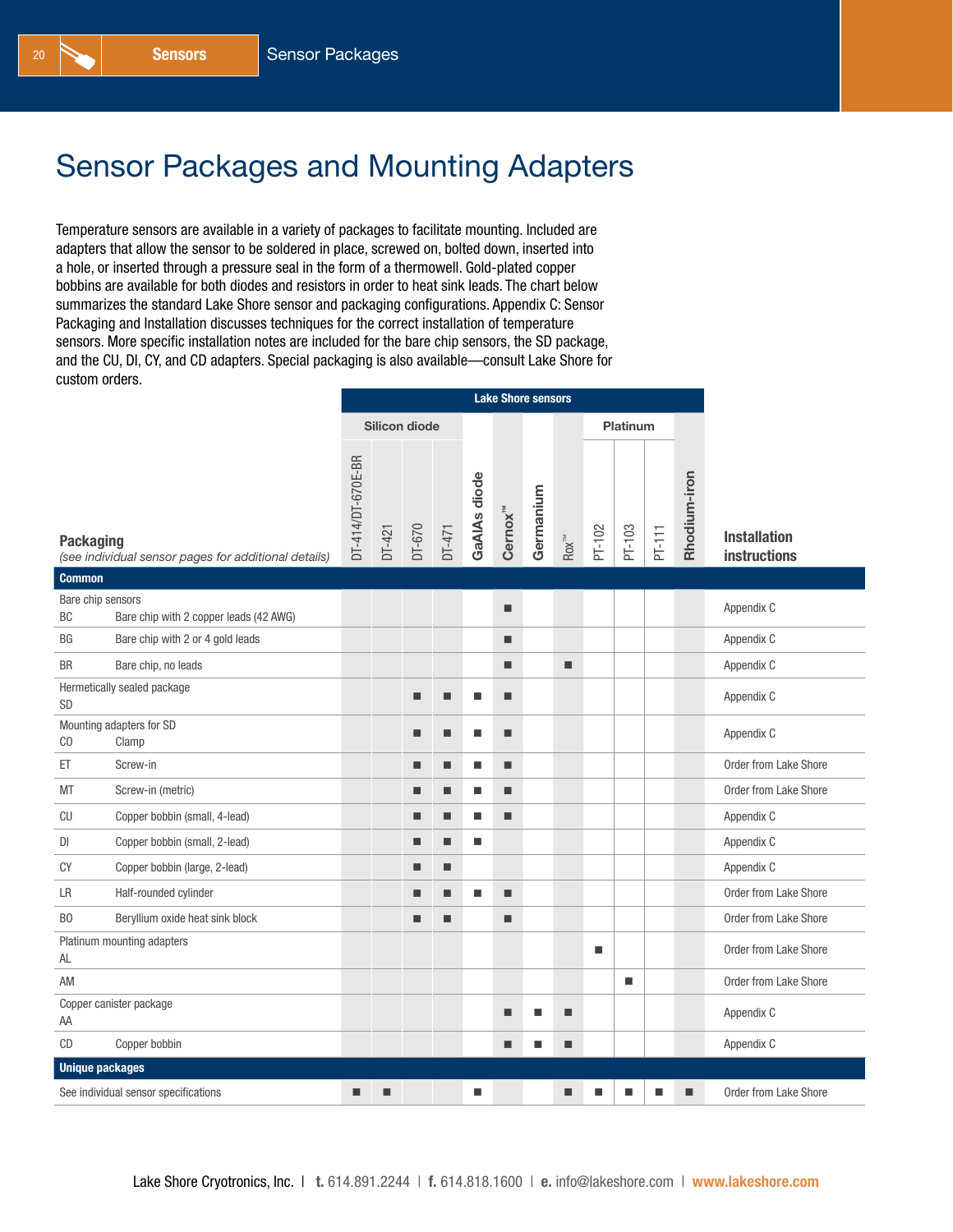# Sensor Packages and Mounting Adapters

Temperature sensors are available in a variety of packages to facilitate mounting. Included are adapters that allow the sensor to be soldered in place, screwed on, bolted down, inserted into a hole, or inserted through a pressure seal in the form of a thermowell. Gold-plated copper bobbins are available for both diodes and resistors in order to heat sink leads. The chart below summarizes the standard Lake Shore sensor and packaging configurations. Appendix C: Sensor Packaging and Installation discusses techniques for the correct installation of temperature sensors. More specific installation notes are included for the bare chip sensors, the SD package, and the CU, DI, CY, and CD adapters. Special packaging is also available—consult Lake Shore for custom orders.

| | | Lake Shore sensors | | | | | | | | | | | | | |
|---|---|---|---|---|---|---|---|---|---|---|---|---|---|---|---|
| | | Silicon diode | | | | | | | | Platinum | | | | | |
| **Packaging** *(see individual sensor pages for additional details)* | | DT-414/DT-670E-BR | DT-421 | DT-670 | DT-471 | GaAlAs diode | Cernox™ | Germanium | Rox™ | PT-102 | PT-103 | PT-111 | Rhodium-iron | **Installation instructions** |
| **Common** | | | | | | | | | | | | | | |
| Bare chip sensors | | | | | | | | | | | | | | |
| BC | Bare chip with 2 copper leads (42 AWG) | | | | | | ■ | | | | | | | Appendix C |
| BG | Bare chip with 2 or 4 gold leads | | | | | | ■ | | | | | | | Appendix C |
| BR | Bare chip, no leads | | | | | | ■ | | ■ | | | | | Appendix C |
| Hermetically sealed package | | | | | | | | | | | | | | |
| SD | | | | ■ | ■ | ■ | ■ | | | | | | | Appendix C |
| Mounting adapters for SD | | | | | | | | | | | | | | |
| CO | Clamp | | | ■ | ■ | ■ | ■ | | | | | | | Appendix C |
| ET | Screw-in | | | ■ | ■ | ■ | ■ | | | | | | | Order from Lake Shore |
| MT | Screw-in (metric) | | | ■ | ■ | ■ | ■ | | | | | | | Order from Lake Shore |
| CU | Copper bobbin (small, 4-lead) | | | ■ | ■ | ■ | ■ | | | | | | | Appendix C |
| DI | Copper bobbin (small, 2-lead) | | | ■ | ■ | ■ | | | | | | | | Appendix C |
| CY | Copper bobbin (large, 2-lead) | | | ■ | ■ | | | | | | | | | Appendix C |
| LR | Half-rounded cylinder | | | ■ | ■ | ■ | ■ | | | | | | | Order from Lake Shore |
| BO | Beryllium oxide heat sink block | | | ■ | ■ | | ■ | | | | | | | Order from Lake Shore |
| Platinum mounting adapters | | | | | | | | | | | | | | |
| AL | | | | | | | | | | ■ | | | | Order from Lake Shore |
| AM | | | | | | | | | | | ■ | | | Order from Lake Shore |
| Copper canister package | | | | | | | | | | | | | | |
| AA | | | | | | | ■ | ■ | ■ | | | | | Appendix C |
| CD | Copper bobbin | | | | | | ■ | ■ | ■ | | | | | Appendix C |
| **Unique packages** | | | | | | | | | | | | | | |
| See individual sensor specifications | | ■ | ■ | | | ■ | | | ■ | ■ | ■ | ■ | ■ | Order from Lake Shore |

Lake Shore Cryotronics, Inc. | t. 614.891.2244 | f. 614.818.1600 | e. info@lakeshore.com | www.lakeshore.com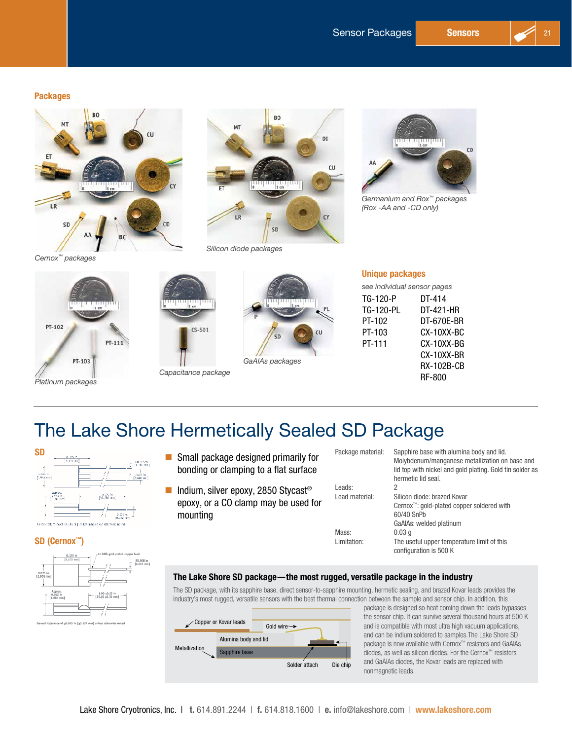## Packages

*Cernox™ packages*

*Silicon diode packages*

*Germanium and Rox™ packages (Rox -AA and -CD only)*

*Platinum packages*

*Capacitance package*

*GaAlAs packages*

### Unique packages

*see individual sensor pages*

| | |
|---|---|
| TG-120-P | DT-414 |
| TG-120-PL | DT-421-HR |
| PT-102 | DT-670E-BR |
| PT-103 | CX-10XX-BC |
| PT-111 | CX-10XX-BG |
| | CX-10XX-BR |
| | RX-102B-CB |
| | RF-800 |

# The Lake Shore Hermetically Sealed SD Package

### SD

General tolerance of ±0.005 in [±0.127 mm] unless otherwise noted

### SD (Cernox™)

General tolerance of ±0.005 in [±0.127 mm] unless otherwise noted

- Small package designed primarily for bonding or clamping to a flat surface
- Indium, silver epoxy, 2850 Stycast® epoxy, or a CO clamp may be used for mounting

| | |
|---|---|
| Package material: | Sapphire base with alumina body and lid. Molybdenum/manganese metallization on base and lid top with nickel and gold plating. Gold tin solder as hermetic lid seal. |
| Leads: | 2 |
| Lead material: | Silicon diode: brazed Kovar<br>Cernox™: gold-plated copper soldered with 60/40 SnPb<br>GaAlAs: welded platinum |
| Mass: | 0.03 g |
| Limitation: | The useful upper temperature limit of this configuration is 500 K |

### The Lake Shore SD package—the most rugged, versatile package in the industry

The SD package, with its sapphire base, direct sensor-to-sapphire mounting, hermetic sealing, and brazed Kovar leads provides the industry's most rugged, versatile sensors with the best thermal connection between the sample and sensor chip. In addition, this package is designed so heat coming down the leads bypasses the sensor chip. It can survive several thousand hours at 500 K and is compatible with most ultra high vacuum applications, and can be indium soldered to samples. The Lake Shore SD package is now available with Cernox™ resistors and GaAlAs diodes, as well as silicon diodes. For the Cernox™ resistors and GaAlAs diodes, the Kovar leads are replaced with nonmagnetic leads.

Copper or Kovar leads — Gold wire — Alumina body and lid — Metallization — Sapphire base — Solder attach — Die chip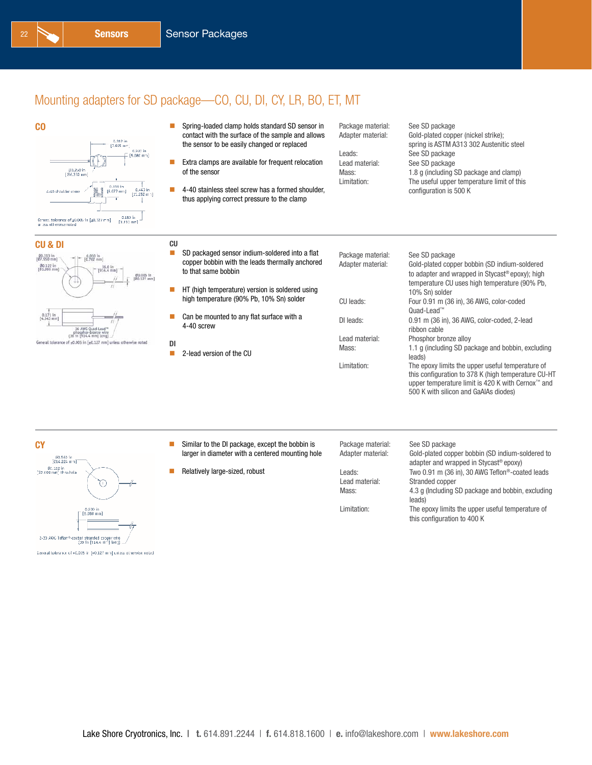## Mounting adapters for SD package—CO, CU, DI, CY, LR, BO, ET, MT

### CO

- Spring-loaded clamp holds standard SD sensor in contact with the surface of the sample and allows the sensor to be easily changed or replaced
- Extra clamps are available for frequent relocation of the sensor
- 4-40 stainless steel screw has a formed shoulder, thus applying correct pressure to the clamp

| | |
|---|---|
| Package material: | See SD package |
| Adapter material: | Gold-plated copper (nickel strike); spring is ASTM A313 302 Austenitic steel |
| Leads: | See SD package |
| Lead material: | See SD package |
| Mass: | 1.8 g (including SD package and clamp) |
| Limitation: | The useful upper temperature limit of this configuration is 500 K |

### CU & DI

**CU**

- SD packaged sensor indium-soldered into a flat copper bobbin with the leads thermally anchored to that same bobbin
- HT (high temperature) version is soldered using high temperature (90% Pb, 10% Sn) solder
- Can be mounted to any flat surface with a 4-40 screw

**DI**

- 2-lead version of the CU

| | |
|---|---|
| Package material: | See SD package |
| Adapter material: | Gold-plated copper bobbin (SD indium-soldered to adapter and wrapped in Stycast® epoxy); high temperature CU uses high temperature (90% Pb, 10% Sn) solder |
| CU leads: | Four 0.91 m (36 in), 36 AWG, color-coded Quad-Lead™ |
| DI leads: | 0.91 m (36 in), 36 AWG, color-coded, 2-lead ribbon cable |
| Lead material: | Phosphor bronze alloy |
| Mass: | 1.1 g (including SD package and bobbin, excluding leads) |
| Limitation: | The epoxy limits the upper useful temperature of this configuration to 378 K (high temperature CU-HT upper temperature limit is 420 K with Cernox™ and 500 K with silicon and GaAlAs diodes) |

### CY

- Similar to the DI package, except the bobbin is larger in diameter with a centered mounting hole
- Relatively large-sized, robust

| | |
|---|---|
| Package material: | See SD package |
| Adapter material: | Gold-plated copper bobbin (SD indium-soldered to adapter and wrapped in Stycast® epoxy) |
| Leads: | Two 0.91 m (36 in), 30 AWG Teflon®-coated leads |
| Lead material: | Stranded copper |
| Mass: | 4.3 g (Including SD package and bobbin, excluding leads) |
| Limitation: | The epoxy limits the upper useful temperature of this configuration to 400 K |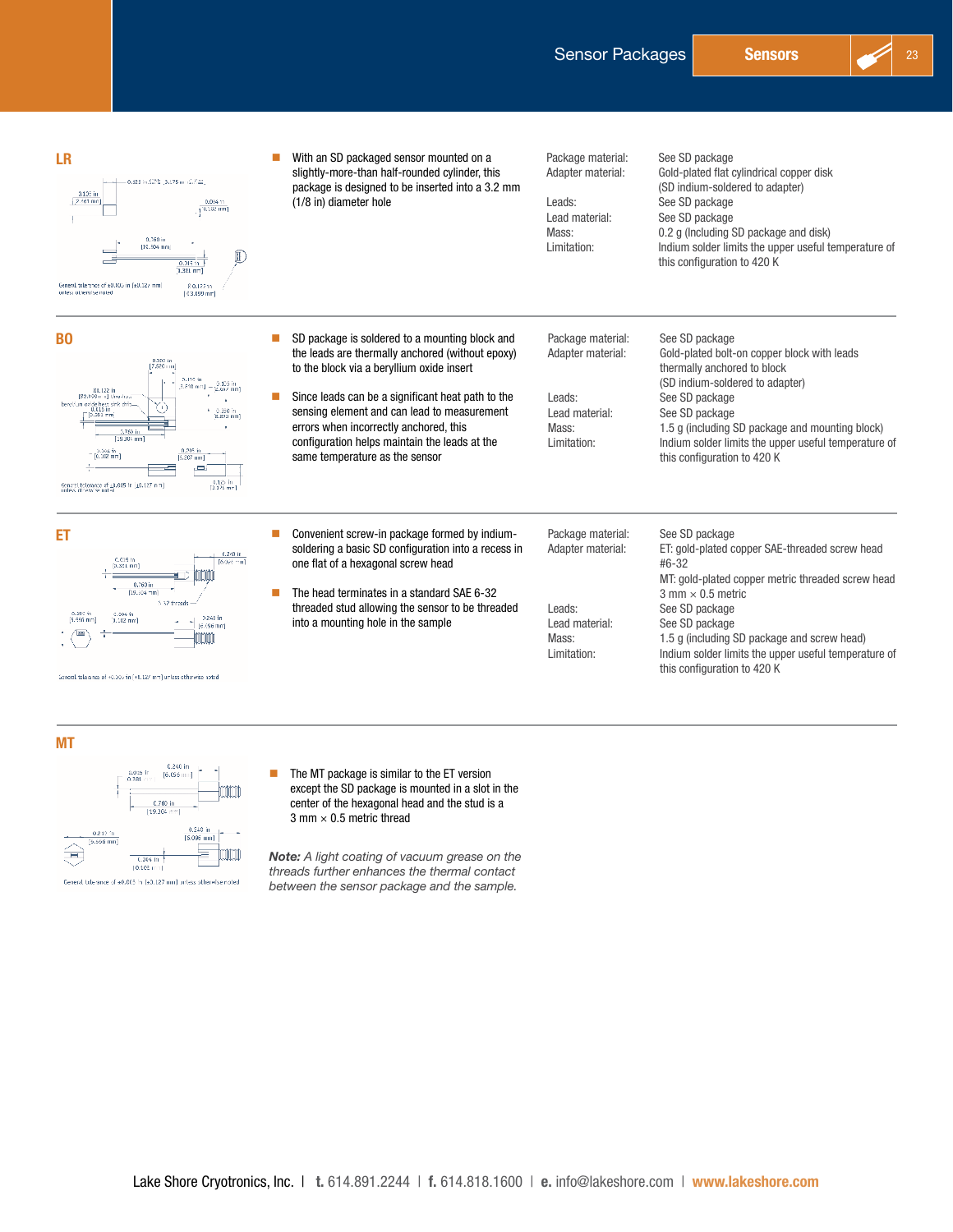## LR

- With an SD packaged sensor mounted on a slightly-more-than half-rounded cylinder, this package is designed to be inserted into a 3.2 mm (1/8 in) diameter hole

| | |
|---|---|
| Package material: | See SD package |
| Adapter material: | Gold-plated flat cylindrical copper disk (SD indium-soldered to adapter) |
| Leads: | See SD package |
| Lead material: | See SD package |
| Mass: | 0.2 g (Including SD package and disk) |
| Limitation: | Indium solder limits the upper useful temperature of this configuration to 420 K |

## BO

- SD package is soldered to a mounting block and the leads are thermally anchored (without epoxy) to the block via a beryllium oxide insert
- Since leads can be a significant heat path to the sensing element and can lead to measurement errors when incorrectly anchored, this configuration helps maintain the leads at the same temperature as the sensor

| | |
|---|---|
| Package material: | See SD package |
| Adapter material: | Gold-plated bolt-on copper block with leads thermally anchored to block (SD indium-soldered to adapter) |
| Leads: | See SD package |
| Lead material: | See SD package |
| Mass: | 1.5 g (including SD package and mounting block) |
| Limitation: | Indium solder limits the upper useful temperature of this configuration to 420 K |

## ET

- Convenient screw-in package formed by indium-soldering a basic SD configuration into a recess in one flat of a hexagonal screw head
- The head terminates in a standard SAE 6-32 threaded stud allowing the sensor to be threaded into a mounting hole in the sample

| | |
|---|---|
| Package material: | See SD package |
| Adapter material: | ET: gold-plated copper SAE-threaded screw head #6-32<br>MT: gold-plated copper metric threaded screw head 3 mm × 0.5 metric |
| Leads: | See SD package |
| Lead material: | See SD package |
| Mass: | 1.5 g (including SD package and screw head) |
| Limitation: | Indium solder limits the upper useful temperature of this configuration to 420 K |

## MT

- The MT package is similar to the ET version except the SD package is mounted in a slot in the center of the hexagonal head and the stud is a 3 mm × 0.5 metric thread

***Note:*** *A light coating of vacuum grease on the threads further enhances the thermal contact between the sensor package and the sample.*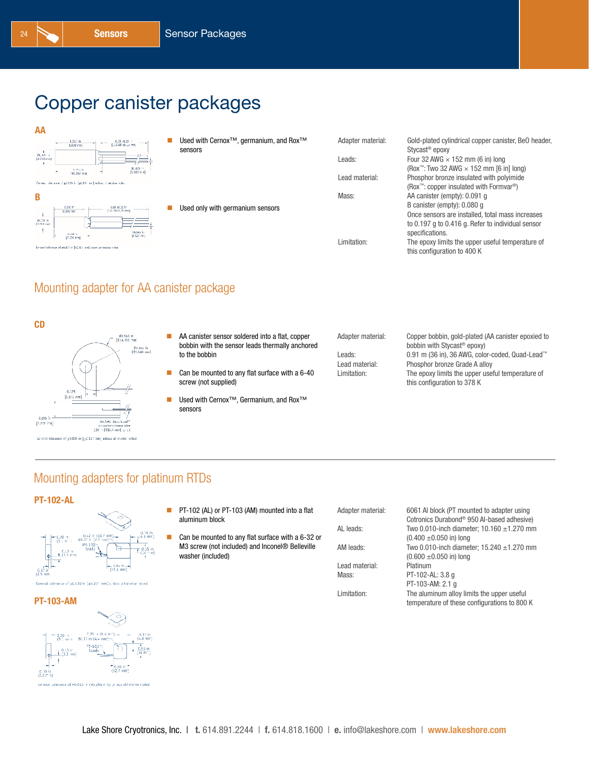# Copper canister packages

### AA

- Used with Cernox™, germanium, and Rox™ sensors

### B

- Used only with germanium sensors

| | |
|---|---|
| Adapter material: | Gold-plated cylindrical copper canister, BeO header, Stycast® epoxy |
| Leads: | Four 32 AWG × 152 mm (6 in) long (Rox™: Two 32 AWG × 152 mm [6 in] long) |
| Lead material: | Phosphor bronze insulated with polyimide (Rox™: copper insulated with Formvar®) |
| Mass: | AA canister (empty): 0.091 g<br>B canister (empty): 0.080 g<br>Once sensors are installed, total mass increases to 0.197 g to 0.416 g. Refer to individual sensor specifications. |
| Limitation: | The epoxy limits the upper useful temperature of this configuration to 400 K |

## Mounting adapter for AA canister package

### CD

- AA canister sensor soldered into a flat, copper bobbin with the sensor leads thermally anchored to the bobbin
- Can be mounted to any flat surface with a 6-40 screw (not supplied)
- Used with Cernox™, Germanium, and Rox™ sensors

| | |
|---|---|
| Adapter material: | Copper bobbin, gold-plated (AA canister epoxied to bobbin with Stycast® epoxy) |
| Leads: | 0.91 m (36 in), 36 AWG, color-coded, Quad-Lead™ |
| Lead material: | Phosphor bronze Grade A alloy |
| Limitation: | The epoxy limits the upper useful temperature of this configuration to 378 K |

## Mounting adapters for platinum RTDs

### PT-102-AL

### PT-103-AM

- PT-102 (AL) or PT-103 (AM) mounted into a flat aluminum block
- Can be mounted to any flat surface with a 6-32 or M3 screw (not included) and Inconel® Belleville washer (included)

| | |
|---|---|
| Adapter material: | 6061 Al block (PT mounted to adapter using Cotronics Durabond® 950 Al-based adhesive) |
| AL leads: | Two 0.010-inch diameter; 10.160 ±1.270 mm (0.400 ±0.050 in) long |
| AM leads: | Two 0.010-inch diameter; 15.240 ±1.270 mm (0.600 ±0.050 in) long |
| Lead material: | Platinum |
| Mass: | PT-102-AL: 3.8 g<br>PT-103-AM: 2.1 g |
| Limitation: | The aluminum alloy limits the upper useful temperature of these configurations to 800 K |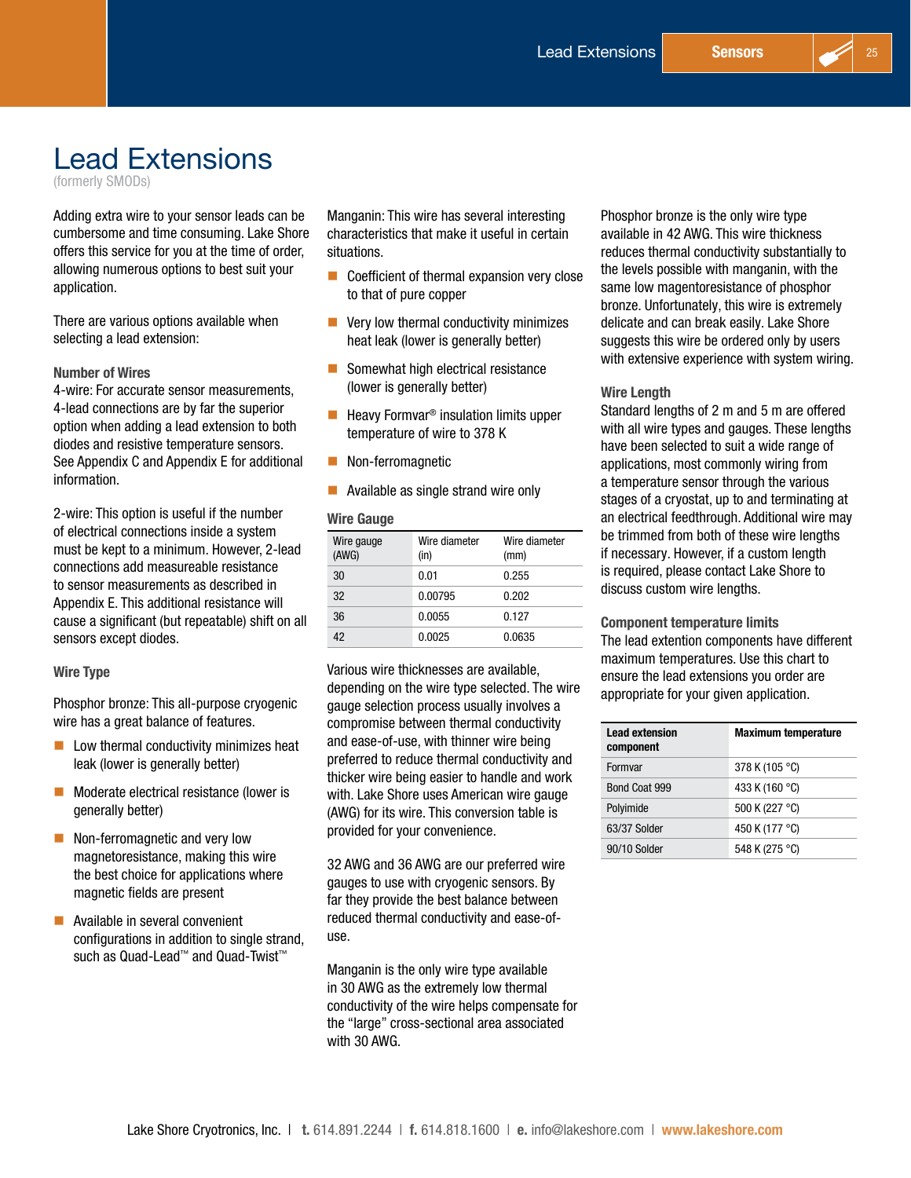# Lead Extensions

(formerly SMODs)

Adding extra wire to your sensor leads can be cumbersome and time consuming. Lake Shore offers this service for you at the time of order, allowing numerous options to best suit your application.

There are various options available when selecting a lead extension:

### Number of Wires

4-wire: For accurate sensor measurements, 4-lead connections are by far the superior option when adding a lead extension to both diodes and resistive temperature sensors. See Appendix C and Appendix E for additional information.

2-wire: This option is useful if the number of electrical connections inside a system must be kept to a minimum. However, 2-lead connections add measureable resistance to sensor measurements as described in Appendix E. This additional resistance will cause a significant (but repeatable) shift on all sensors except diodes.

### Wire Type

Phosphor bronze: This all-purpose cryogenic wire has a great balance of features.

- Low thermal conductivity minimizes heat leak (lower is generally better)
- Moderate electrical resistance (lower is generally better)
- Non-ferromagnetic and very low magnetoresistance, making this wire the best choice for applications where magnetic fields are present
- Available in several convenient configurations in addition to single strand, such as Quad-Lead™ and Quad-Twist™

Manganin: This wire has several interesting characteristics that make it useful in certain situations.

- Coefficient of thermal expansion very close to that of pure copper
- Very low thermal conductivity minimizes heat leak (lower is generally better)
- Somewhat high electrical resistance (lower is generally better)
- Heavy Formvar® insulation limits upper temperature of wire to 378 K
- Non-ferromagnetic
- Available as single strand wire only

### Wire Gauge

| Wire gauge (AWG) | Wire diameter (in) | Wire diameter (mm) |
|---|---|---|
| 30 | 0.01 | 0.255 |
| 32 | 0.00795 | 0.202 |
| 36 | 0.0055 | 0.127 |
| 42 | 0.0025 | 0.0635 |

Various wire thicknesses are available, depending on the wire type selected. The wire gauge selection process usually involves a compromise between thermal conductivity and ease-of-use, with thinner wire being preferred to reduce thermal conductivity and thicker wire being easier to handle and work with. Lake Shore uses American wire gauge (AWG) for its wire. This conversion table is provided for your convenience.

32 AWG and 36 AWG are our preferred wire gauges to use with cryogenic sensors. By far they provide the best balance between reduced thermal conductivity and ease-of-use.

Manganin is the only wire type available in 30 AWG as the extremely low thermal conductivity of the wire helps compensate for the "large" cross-sectional area associated with 30 AWG.

Phosphor bronze is the only wire type available in 42 AWG. This wire thickness reduces thermal conductivity substantially to the levels possible with manganin, with the same low magentoresistance of phosphor bronze. Unfortunately, this wire is extremely delicate and can break easily. Lake Shore suggests this wire be ordered only by users with extensive experience with system wiring.

### Wire Length

Standard lengths of 2 m and 5 m are offered with all wire types and gauges. These lengths have been selected to suit a wide range of applications, most commonly wiring from a temperature sensor through the various stages of a cryostat, up to and terminating at an electrical feedthrough. Additional wire may be trimmed from both of these wire lengths if necessary. However, if a custom length is required, please contact Lake Shore to discuss custom wire lengths.

### Component temperature limits

The lead extention components have different maximum temperatures. Use this chart to ensure the lead extensions you order are appropriate for your given application.

| Lead extension component | Maximum temperature |
|---|---|
| Formvar | 378 K (105 °C) |
| Bond Coat 999 | 433 K (160 °C) |
| Polyimide | 500 K (227 °C) |
| 63/37 Solder | 450 K (177 °C) |
| 90/10 Solder | 548 K (275 °C) |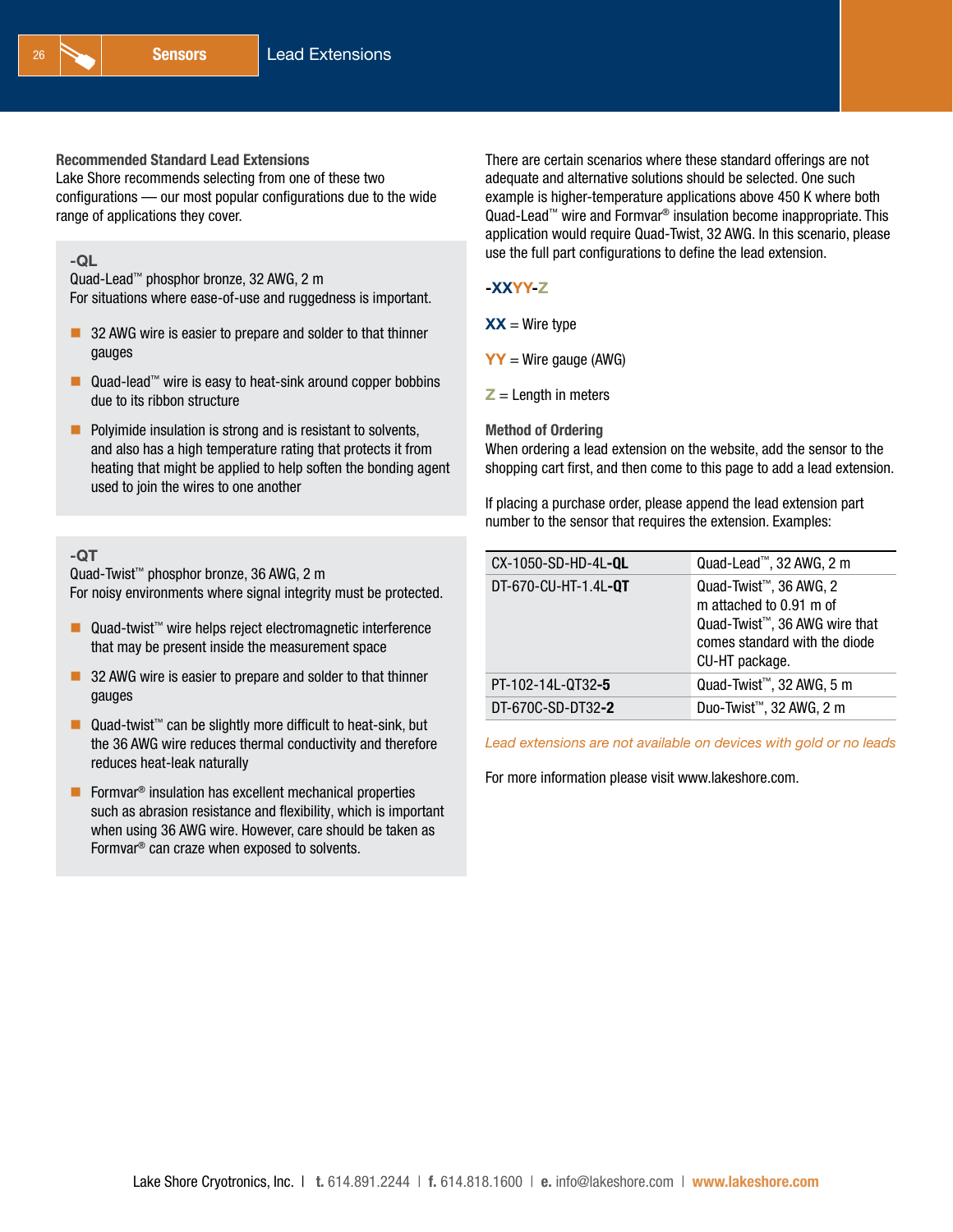## Recommended Standard Lead Extensions

Lake Shore recommends selecting from one of these two configurations — our most popular configurations due to the wide range of applications they cover.

### -QL

Quad-Lead™ phosphor bronze, 32 AWG, 2 m

For situations where ease-of-use and ruggedness is important.

- 32 AWG wire is easier to prepare and solder to that thinner gauges
- Quad-lead™ wire is easy to heat-sink around copper bobbins due to its ribbon structure
- Polyimide insulation is strong and is resistant to solvents, and also has a high temperature rating that protects it from heating that might be applied to help soften the bonding agent used to join the wires to one another

### -QT

Quad-Twist™ phosphor bronze, 36 AWG, 2 m

For noisy environments where signal integrity must be protected.

- Quad-twist™ wire helps reject electromagnetic interference that may be present inside the measurement space
- 32 AWG wire is easier to prepare and solder to that thinner gauges
- Quad-twist™ can be slightly more difficult to heat-sink, but the 36 AWG wire reduces thermal conductivity and therefore reduces heat-leak naturally
- Formvar® insulation has excellent mechanical properties such as abrasion resistance and flexibility, which is important when using 36 AWG wire. However, care should be taken as Formvar® can craze when exposed to solvents.

There are certain scenarios where these standard offerings are not adequate and alternative solutions should be selected. One such example is higher-temperature applications above 450 K where both Quad-Lead™ wire and Formvar® insulation become inappropriate. This application would require Quad-Twist, 32 AWG. In this scenario, please use the full part configurations to define the lead extension.

**-XXYY-Z**

**XX** = Wire type

**YY** = Wire gauge (AWG)

**Z** = Length in meters

### Method of Ordering

When ordering a lead extension on the website, add the sensor to the shopping cart first, and then come to this page to add a lead extension.

If placing a purchase order, please append the lead extension part number to the sensor that requires the extension. Examples:

| | |
|---|---|
| CX-1050-SD-HD-4L-**QL** | Quad-Lead™, 32 AWG, 2 m |
| DT-670-CU-HT-1.4L-**QT** | Quad-Twist™, 36 AWG, 2 m attached to 0.91 m of Quad-Twist™, 36 AWG wire that comes standard with the diode CU-HT package. |
| PT-102-14L-QT32-**5** | Quad-Twist™, 32 AWG, 5 m |
| DT-670C-SD-DT32-**2** | Duo-Twist™, 32 AWG, 2 m |

*Lead extensions are not available on devices with gold or no leads*

For more information please visit www.lakeshore.com.